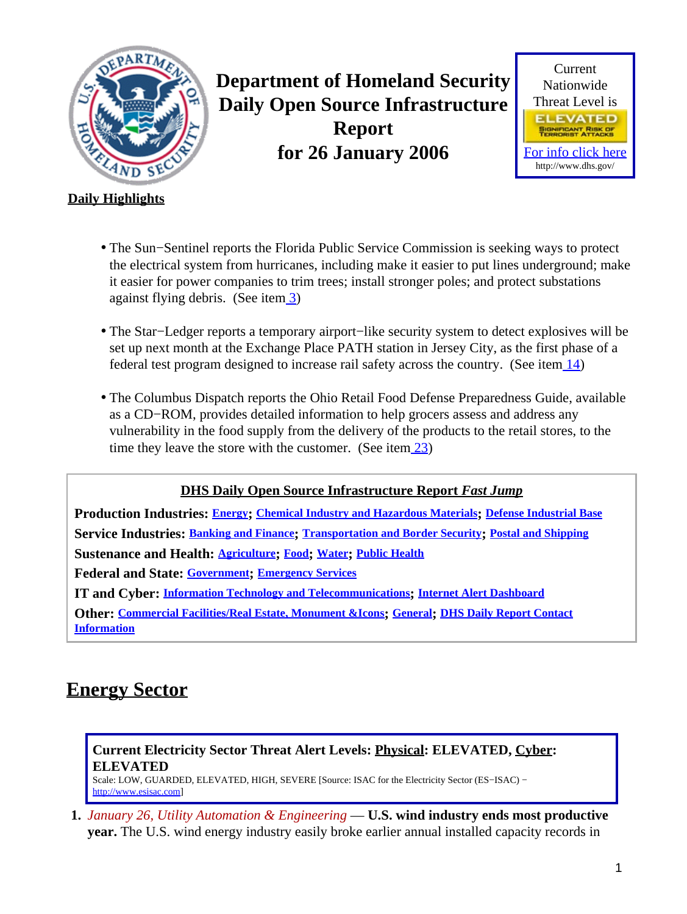# Department of Homeland Security Daily Open Source Infrastructure Report for 26 January 2026

Current Nationwide Threat Level is

ELEVATED

SIGNIFICANT RISK OF TERRORIST ATTACKS

For info click here

http://www.dhs.gov/

## Daily Highlights

- The Sun−Sentinel reports the Florida Public Service Commission is seeking ways to protect the electrical system from hurricanes, including make it easier to put lines underground; make it easier for power companies to trim trees; install stronger poles; and protect substations against flying debris. (See item 3)
- The Star−Ledger reports a temporary airport−like security system to detect explosives will be set up next month at the Exchange Place PATH station in Jersey City, as the first phase of a federal test program designed to increase rail safety across the country. (See item 14)
- The Columbus Dispatch reports the Ohio Retail Food Defense Preparedness Guide, available as a CD−ROM, provides detailed information to help grocers assess and address any vulnerability in the food supply from the delivery of the products to the retail stores, to the time they leave the store with the customer. (See item 23)

**DHS Daily Open Source Infrastructure Report *Fast Jump***

**Production Industries:** Energy; Chemical Industry and Hazardous Materials; Defense Industrial Base

**Service Industries:** Banking and Finance; Transportation and Border Security; Postal and Shipping

**Sustenance and Health:** Agriculture; Food; Water; Public Health

**Federal and State:** Government; Emergency Services

**IT and Cyber:** Information Technology and Telecommunications; Internet Alert Dashboard

**Other:** Commercial Facilities/Real Estate, Monument &Icons; General; DHS Daily Report Contact Information

# Energy Sector

**Current Electricity Sector Threat Alert Levels: Physical: ELEVATED, Cyber: ELEVATED**

Scale: LOW, GUARDED, ELEVATED, HIGH, SEVERE [Source: ISAC for the Electricity Sector (ES−ISAC) − http://www.esisac.com]

1. *January 26, Utility Automation & Engineering* — **U.S. wind industry ends most productive year.** The U.S. wind energy industry easily broke earlier annual installed capacity records in

# Department of Homeland Security Daily Open Source Infrastructure Report for 26 January 2006

Current Nationwide Threat Level is

ELEVATED

SIGNIFICANT RISK OF TERRORIST ATTACKS

For info click here

http://www.dhs.gov/

## Daily Highlights

- The Sun−Sentinel reports the Florida Public Service Commission is seeking ways to protect the electrical system from hurricanes, including make it easier to put lines underground; make it easier for power companies to trim trees; install stronger poles; and protect substations against flying debris. (See item 3)
- The Star−Ledger reports a temporary airport−like security system to detect explosives will be set up next month at the Exchange Place PATH station in Jersey City, as the first phase of a federal test program designed to increase rail safety across the country. (See item 14)
- The Columbus Dispatch reports the Ohio Retail Food Defense Preparedness Guide, available as a CD−ROM, provides detailed information to help grocers assess and address any vulnerability in the food supply from the delivery of the products to the retail stores, to the time they leave the store with the customer. (See item 23)

**DHS Daily Open Source Infrastructure Report *Fast Jump***

**Production Industries:** Energy; Chemical Industry and Hazardous Materials; Defense Industrial Base

**Service Industries:** Banking and Finance; Transportation and Border Security; Postal and Shipping

**Sustenance and Health:** Agriculture; Food; Water; Public Health

**Federal and State:** Government; Emergency Services

**IT and Cyber:** Information Technology and Telecommunications; Internet Alert Dashboard

**Other:** Commercial Facilities/Real Estate, Monument &Icons; General; DHS Daily Report Contact Information

# Energy Sector

**Current Electricity Sector Threat Alert Levels: Physical: ELEVATED, Cyber: ELEVATED**

Scale: LOW, GUARDED, ELEVATED, HIGH, SEVERE [Source: ISAC for the Electricity Sector (ES−ISAC) − http://www.esisac.com]

1. *January 26, Utility Automation & Engineering* — **U.S. wind industry ends most productive year.** The U.S. wind energy industry easily broke earlier annual installed capacity records in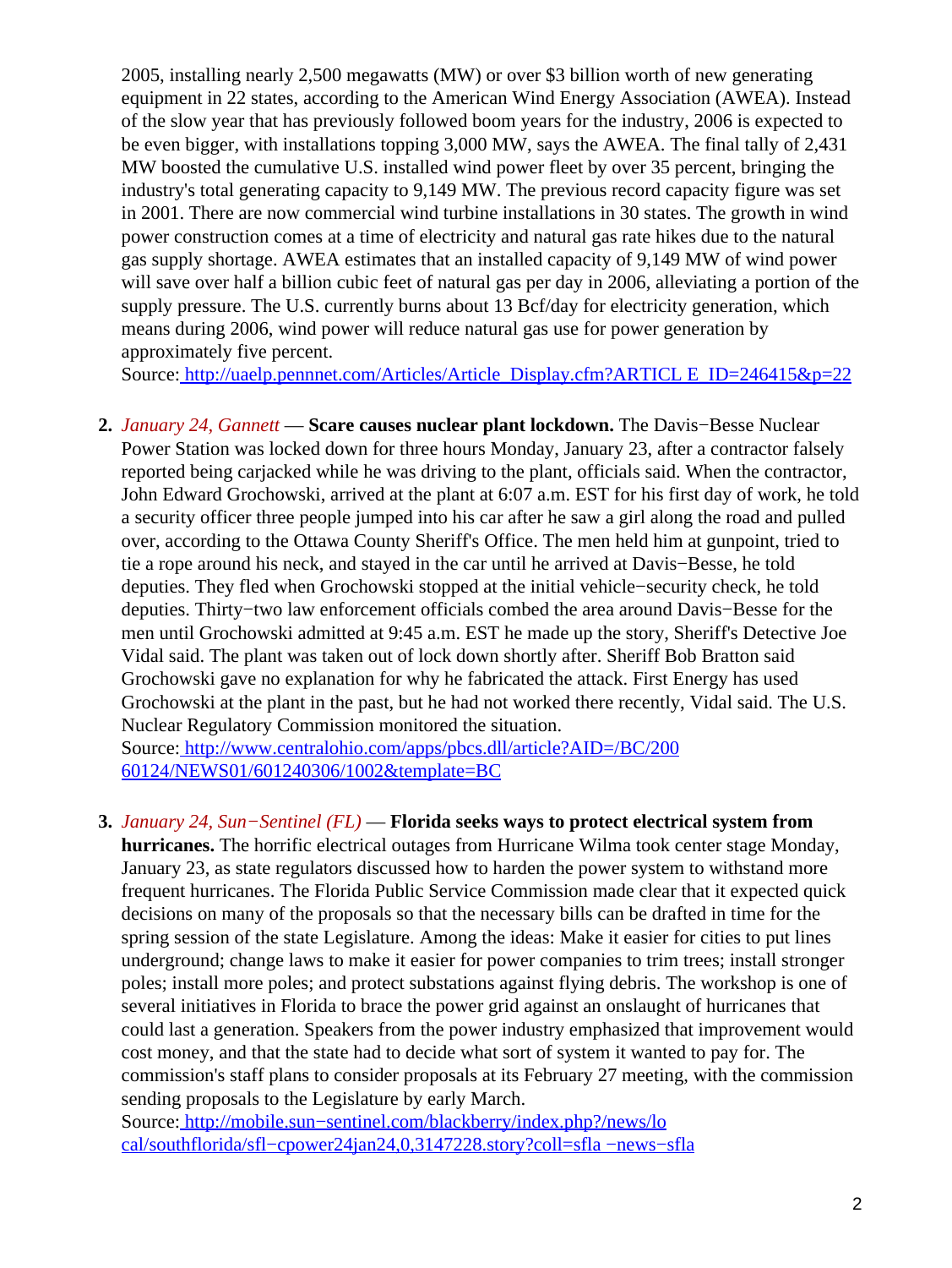2005, installing nearly 2,500 megawatts (MW) or over $3 billion worth of new generating equipment in 22 states, according to the American Wind Energy Association (AWEA). Instead of the slow year that has previously followed boom years for the industry, 2006 is expected to be even bigger, with installations topping 3,000 MW, says the AWEA. The final tally of 2,431 MW boosted the cumulative U.S. installed wind power fleet by over 35 percent, bringing the industry's total generating capacity to 9,149 MW. The previous record capacity figure was set in 2001. There are now commercial wind turbine installations in 30 states. The growth in wind power construction comes at a time of electricity and natural gas rate hikes due to the natural gas supply shortage. AWEA estimates that an installed capacity of 9,149 MW of wind power will save over half a billion cubic feet of natural gas per day in 2006, alleviating a portion of the supply pressure. The U.S. currently burns about 13 Bcf/day for electricity generation, which means during 2006, wind power will reduce natural gas use for power generation by approximately five percent.
Source: http://uaelp.pennnet.com/Articles/Article_Display.cfm?ARTICLE_ID=246415&p=22

2. *January 24, Gannett* — **Scare causes nuclear plant lockdown.** The Davis−Besse Nuclear Power Station was locked down for three hours Monday, January 23, after a contractor falsely reported being carjacked while he was driving to the plant, officials said. When the contractor, John Edward Grochowski, arrived at the plant at 6:07 a.m. EST for his first day of work, he told a security officer three people jumped into his car after he saw a girl along the road and pulled over, according to the Ottawa County Sheriff's Office. The men held him at gunpoint, tried to tie a rope around his neck, and stayed in the car until he arrived at Davis−Besse, he told deputies. They fled when Grochowski stopped at the initial vehicle−security check, he told deputies. Thirty−two law enforcement officials combed the area around Davis−Besse for the men until Grochowski admitted at 9:45 a.m. EST he made up the story, Sheriff's Detective Joe Vidal said. The plant was taken out of lock down shortly after. Sheriff Bob Bratton said Grochowski gave no explanation for why he fabricated the attack. First Energy has used Grochowski at the plant in the past, but he had not worked there recently, Vidal said. The U.S. Nuclear Regulatory Commission monitored the situation.
Source: http://www.centralohio.com/apps/pbcs.dll/article?AID=/BC/20060124/NEWS01/601240306/1002&template=BC

3. *January 24, Sun−Sentinel (FL)* — **Florida seeks ways to protect electrical system from hurricanes.** The horrific electrical outages from Hurricane Wilma took center stage Monday, January 23, as state regulators discussed how to harden the power system to withstand more frequent hurricanes. The Florida Public Service Commission made clear that it expected quick decisions on many of the proposals so that the necessary bills can be drafted in time for the spring session of the state Legislature. Among the ideas: Make it easier for cities to put lines underground; change laws to make it easier for power companies to trim trees; install stronger poles; install more poles; and protect substations against flying debris. The workshop is one of several initiatives in Florida to brace the power grid against an onslaught of hurricanes that could last a generation. Speakers from the power industry emphasized that improvement would cost money, and that the state had to decide what sort of system it wanted to pay for. The commission's staff plans to consider proposals at its February 27 meeting, with the commission sending proposals to the Legislature by early March.
Source: http://mobile.sun−sentinel.com/blackberry/index.php?/news/local/southflorida/sfl−cpower24jan24,0,3147228.story?coll=sfla−news−sfla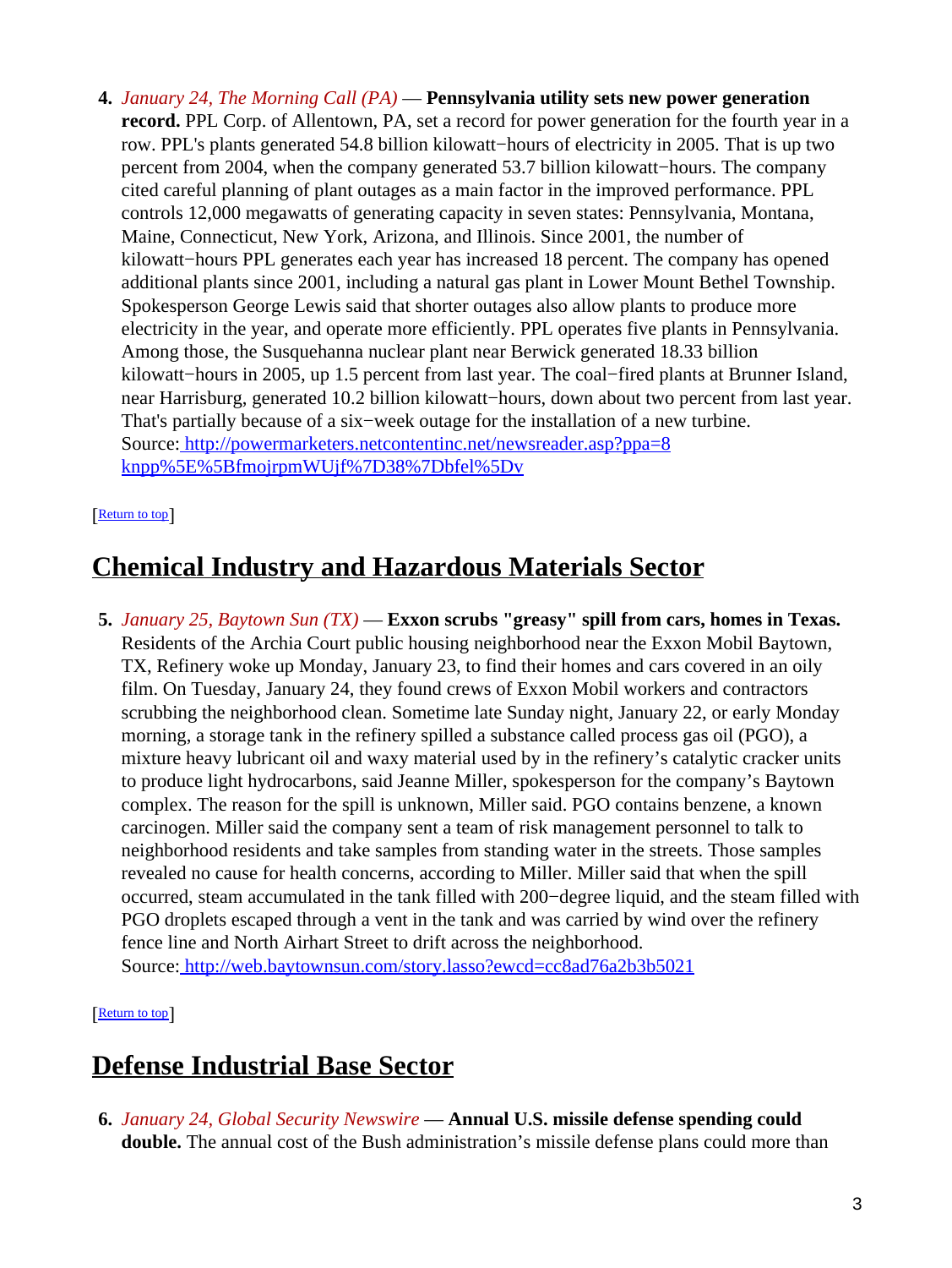4. *January 24, The Morning Call (PA)* — **Pennsylvania utility sets new power generation record.** PPL Corp. of Allentown, PA, set a record for power generation for the fourth year in a row. PPL's plants generated 54.8 billion kilowatt−hours of electricity in 2005. That is up two percent from 2004, when the company generated 53.7 billion kilowatt−hours. The company cited careful planning of plant outages as a main factor in the improved performance. PPL controls 12,000 megawatts of generating capacity in seven states: Pennsylvania, Montana, Maine, Connecticut, New York, Arizona, and Illinois. Since 2001, the number of kilowatt−hours PPL generates each year has increased 18 percent. The company has opened additional plants since 2001, including a natural gas plant in Lower Mount Bethel Township. Spokesperson George Lewis said that shorter outages also allow plants to produce more electricity in the year, and operate more efficiently. PPL operates five plants in Pennsylvania. Among those, the Susquehanna nuclear plant near Berwick generated 18.33 billion kilowatt−hours in 2005, up 1.5 percent from last year. The coal−fired plants at Brunner Island, near Harrisburg, generated 10.2 billion kilowatt−hours, down about two percent from last year. That's partially because of a six−week outage for the installation of a new turbine.
Source: http://powermarketers.netcontentinc.net/newsreader.asp?ppa=8knpp%5E%5BfmojrpmWUjf%7D38%7Dbfel%5Dv

[Return to top]

## Chemical Industry and Hazardous Materials Sector

5. *January 25, Baytown Sun (TX)* — **Exxon scrubs "greasy" spill from cars, homes in Texas.** Residents of the Archia Court public housing neighborhood near the Exxon Mobil Baytown, TX, Refinery woke up Monday, January 23, to find their homes and cars covered in an oily film. On Tuesday, January 24, they found crews of Exxon Mobil workers and contractors scrubbing the neighborhood clean. Sometime late Sunday night, January 22, or early Monday morning, a storage tank in the refinery spilled a substance called process gas oil (PGO), a mixture heavy lubricant oil and waxy material used by in the refinery's catalytic cracker units to produce light hydrocarbons, said Jeanne Miller, spokesperson for the company's Baytown complex. The reason for the spill is unknown, Miller said. PGO contains benzene, a known carcinogen. Miller said the company sent a team of risk management personnel to talk to neighborhood residents and take samples from standing water in the streets. Those samples revealed no cause for health concerns, according to Miller. Miller said that when the spill occurred, steam accumulated in the tank filled with 200−degree liquid, and the steam filled with PGO droplets escaped through a vent in the tank and was carried by wind over the refinery fence line and North Airhart Street to drift across the neighborhood.
Source: http://web.baytownsun.com/story.lasso?ewcd=cc8ad76a2b3b5021

[Return to top]

## Defense Industrial Base Sector

6. *January 24, Global Security Newswire* — **Annual U.S. missile defense spending could double.** The annual cost of the Bush administration's missile defense plans could more than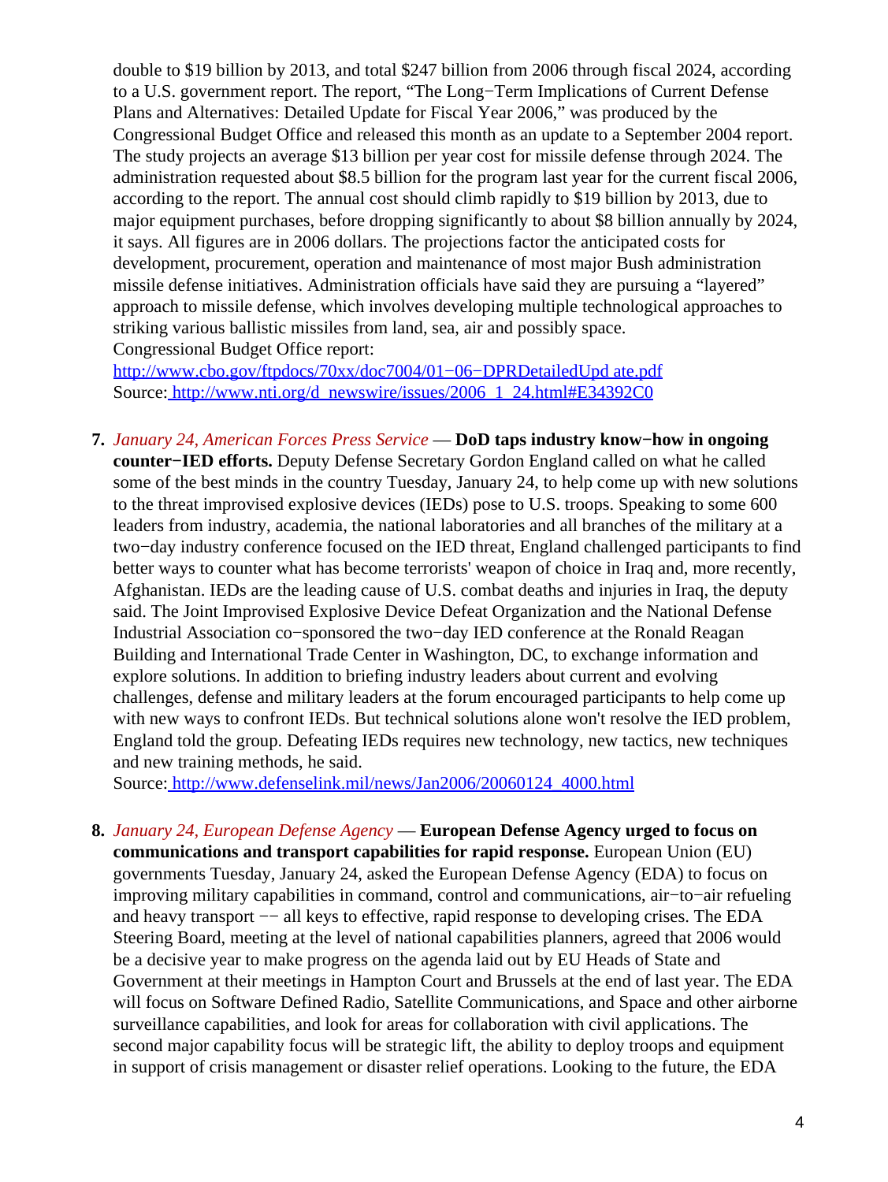double to $19 billion by 2013, and total $247 billion from 2006 through fiscal 2024, according to a U.S. government report. The report, "The Long−Term Implications of Current Defense Plans and Alternatives: Detailed Update for Fiscal Year 2006," was produced by the Congressional Budget Office and released this month as an update to a September 2004 report. The study projects an average $13 billion per year cost for missile defense through 2024. The administration requested about $8.5 billion for the program last year for the current fiscal 2006, according to the report. The annual cost should climb rapidly to $19 billion by 2013, due to major equipment purchases, before dropping significantly to about $8 billion annually by 2024, it says. All figures are in 2006 dollars. The projections factor the anticipated costs for development, procurement, operation and maintenance of most major Bush administration missile defense initiatives. Administration officials have said they are pursuing a "layered" approach to missile defense, which involves developing multiple technological approaches to striking various ballistic missiles from land, sea, air and possibly space.
Congressional Budget Office report:
http://www.cbo.gov/ftpdocs/70xx/doc7004/01−06−DPRDetailedUpd ate.pdf
Source: http://www.nti.org/d_newswire/issues/2006_1_24.html#E34392C0

7. *January 24, American Forces Press Service* — **DoD taps industry know−how in ongoing counter−IED efforts.** Deputy Defense Secretary Gordon England called on what he called some of the best minds in the country Tuesday, January 24, to help come up with new solutions to the threat improvised explosive devices (IEDs) pose to U.S. troops. Speaking to some 600 leaders from industry, academia, the national laboratories and all branches of the military at a two−day industry conference focused on the IED threat, England challenged participants to find better ways to counter what has become terrorists' weapon of choice in Iraq and, more recently, Afghanistan. IEDs are the leading cause of U.S. combat deaths and injuries in Iraq, the deputy said. The Joint Improvised Explosive Device Defeat Organization and the National Defense Industrial Association co−sponsored the two−day IED conference at the Ronald Reagan Building and International Trade Center in Washington, DC, to exchange information and explore solutions. In addition to briefing industry leaders about current and evolving challenges, defense and military leaders at the forum encouraged participants to help come up with new ways to confront IEDs. But technical solutions alone won't resolve the IED problem, England told the group. Defeating IEDs requires new technology, new tactics, new techniques and new training methods, he said.
Source: http://www.defenselink.mil/news/Jan2006/20060124_4000.html

8. *January 24, European Defense Agency* — **European Defense Agency urged to focus on communications and transport capabilities for rapid response.** European Union (EU) governments Tuesday, January 24, asked the European Defense Agency (EDA) to focus on improving military capabilities in command, control and communications, air−to−air refueling and heavy transport −− all keys to effective, rapid response to developing crises. The EDA Steering Board, meeting at the level of national capabilities planners, agreed that 2006 would be a decisive year to make progress on the agenda laid out by EU Heads of State and Government at their meetings in Hampton Court and Brussels at the end of last year. The EDA will focus on Software Defined Radio, Satellite Communications, and Space and other airborne surveillance capabilities, and look for areas for collaboration with civil applications. The second major capability focus will be strategic lift, the ability to deploy troops and equipment in support of crisis management or disaster relief operations. Looking to the future, the EDA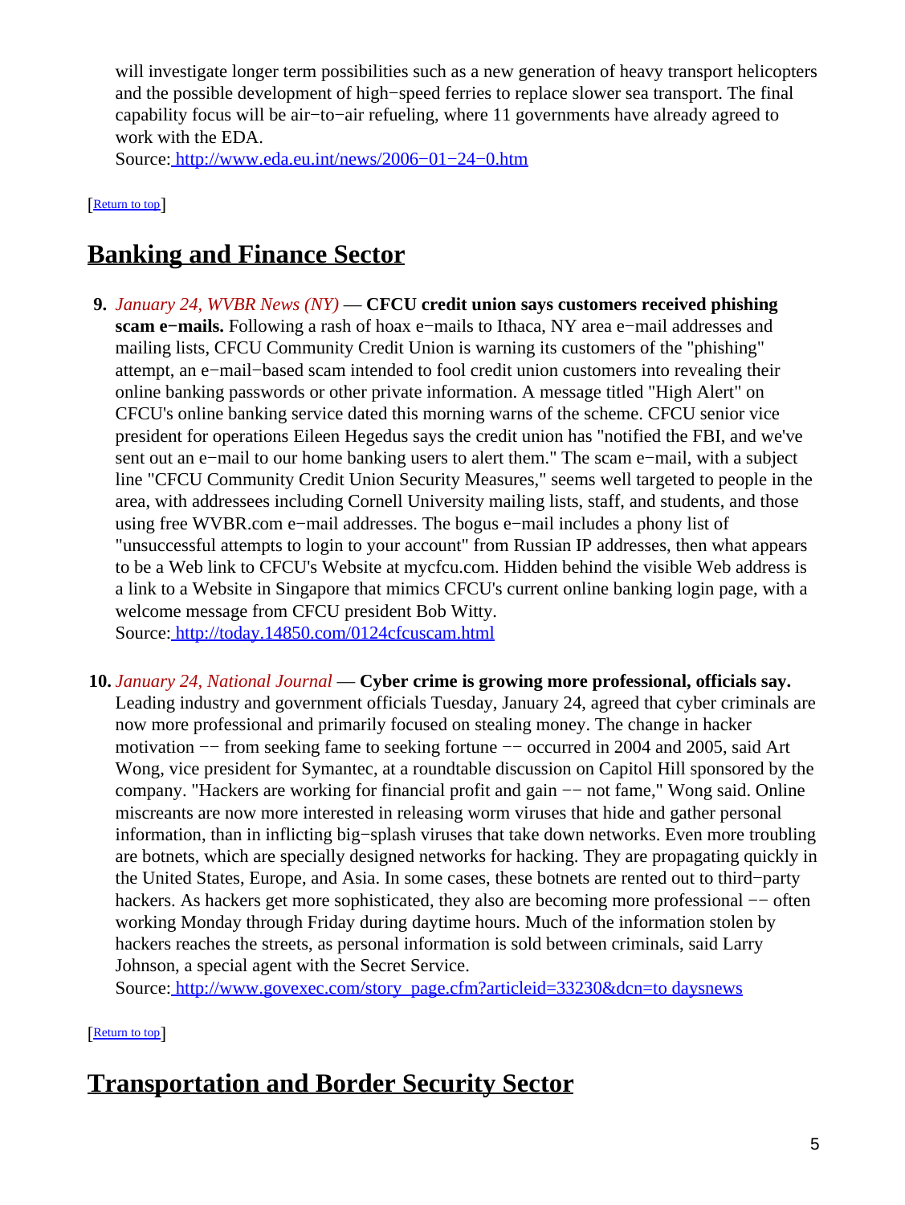will investigate longer term possibilities such as a new generation of heavy transport helicopters and the possible development of high−speed ferries to replace slower sea transport. The final capability focus will be air−to−air refueling, where 11 governments have already agreed to work with the EDA.
Source: [http://www.eda.eu.int/news/2006−01−24−0.htm](http://www.eda.eu.int/news/2006-01-24-0.htm)

[[Return to top](#top)]

## Banking and Finance Sector

9. *January 24, WVBR News (NY)* — **CFCU credit union says customers received phishing scam e−mails.** Following a rash of hoax e−mails to Ithaca, NY area e−mail addresses and mailing lists, CFCU Community Credit Union is warning its customers of the "phishing" attempt, an e−mail−based scam intended to fool credit union customers into revealing their online banking passwords or other private information. A message titled "High Alert" on CFCU's online banking service dated this morning warns of the scheme. CFCU senior vice president for operations Eileen Hegedus says the credit union has "notified the FBI, and we've sent out an e−mail to our home banking users to alert them." The scam e−mail, with a subject line "CFCU Community Credit Union Security Measures," seems well targeted to people in the area, with addressees including Cornell University mailing lists, staff, and students, and those using free WVBR.com e−mail addresses. The bogus e−mail includes a phony list of "unsuccessful attempts to login to your account" from Russian IP addresses, then what appears to be a Web link to CFCU's Website at mycfcu.com. Hidden behind the visible Web address is a link to a Website in Singapore that mimics CFCU's current online banking login page, with a welcome message from CFCU president Bob Witty.
   Source: [http://today.14850.com/0124cfcuscam.html](http://today.14850.com/0124cfcuscam.html)

10. *January 24, National Journal* — **Cyber crime is growing more professional, officials say.** Leading industry and government officials Tuesday, January 24, agreed that cyber criminals are now more professional and primarily focused on stealing money. The change in hacker motivation −− from seeking fame to seeking fortune −− occurred in 2004 and 2005, said Art Wong, vice president for Symantec, at a roundtable discussion on Capitol Hill sponsored by the company. "Hackers are working for financial profit and gain −− not fame," Wong said. Online miscreants are now more interested in releasing worm viruses that hide and gather personal information, than in inflicting big−splash viruses that take down networks. Even more troubling are botnets, which are specially designed networks for hacking. They are propagating quickly in the United States, Europe, and Asia. In some cases, these botnets are rented out to third−party hackers. As hackers get more sophisticated, they also are becoming more professional −− often working Monday through Friday during daytime hours. Much of the information stolen by hackers reaches the streets, as personal information is sold between criminals, said Larry Johnson, a special agent with the Secret Service.
    Source: [http://www.govexec.com/story_page.cfm?articleid=33230&dcn=to daysnews](http://www.govexec.com/story_page.cfm?articleid=33230&dcn=todaysnews)

[[Return to top](#top)]

## Transportation and Border Security Sector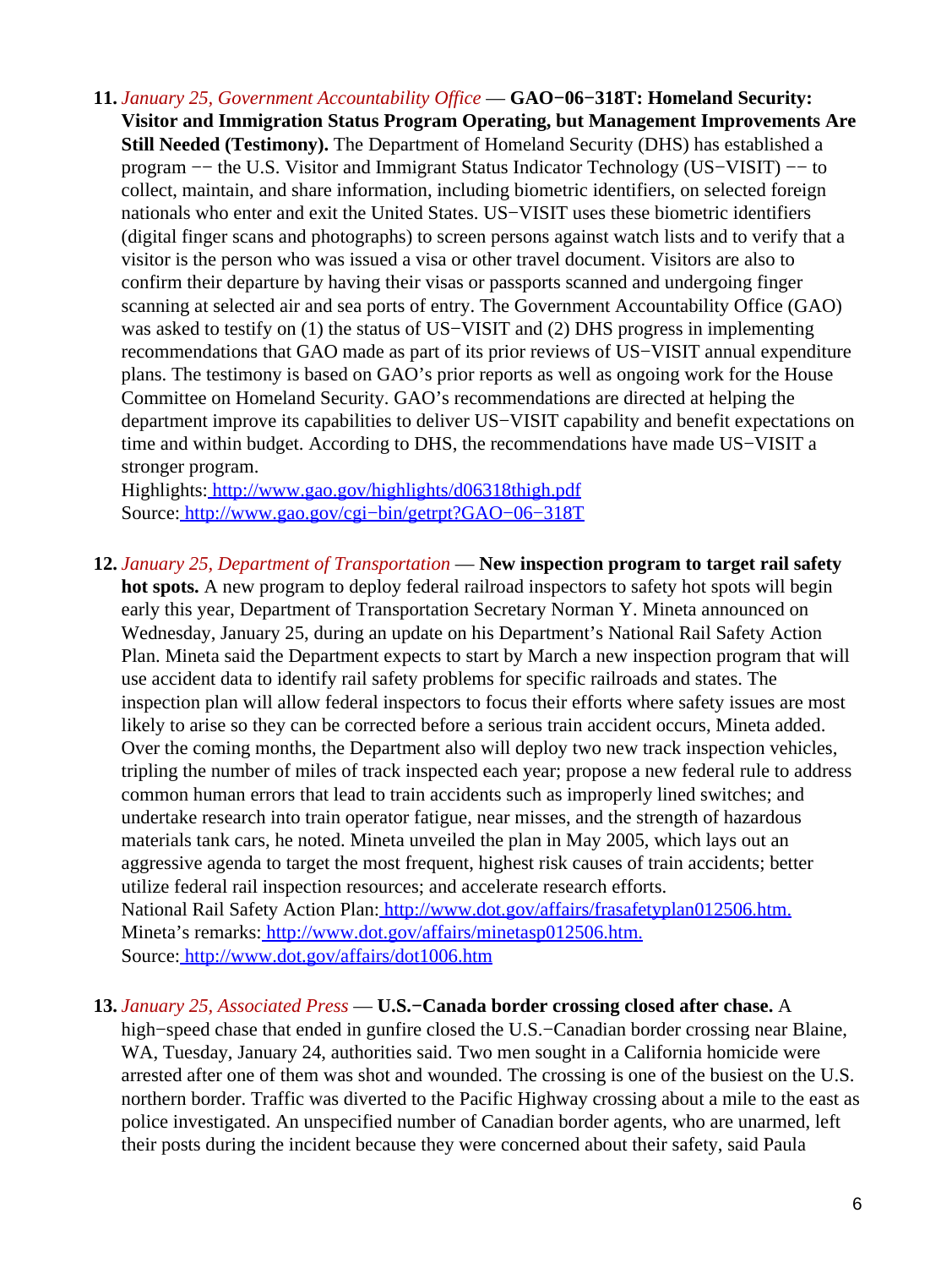11. *January 25, Government Accountability Office* — **GAO−06−318T: Homeland Security: Visitor and Immigration Status Program Operating, but Management Improvements Are Still Needed (Testimony).** The Department of Homeland Security (DHS) has established a program −− the U.S. Visitor and Immigrant Status Indicator Technology (US−VISIT) −− to collect, maintain, and share information, including biometric identifiers, on selected foreign nationals who enter and exit the United States. US−VISIT uses these biometric identifiers (digital finger scans and photographs) to screen persons against watch lists and to verify that a visitor is the person who was issued a visa or other travel document. Visitors are also to confirm their departure by having their visas or passports scanned and undergoing finger scanning at selected air and sea ports of entry. The Government Accountability Office (GAO) was asked to testify on (1) the status of US−VISIT and (2) DHS progress in implementing recommendations that GAO made as part of its prior reviews of US−VISIT annual expenditure plans. The testimony is based on GAO's prior reports as well as ongoing work for the House Committee on Homeland Security. GAO's recommendations are directed at helping the department improve its capabilities to deliver US−VISIT capability and benefit expectations on time and within budget. According to DHS, the recommendations have made US−VISIT a stronger program.
   Highlights: http://www.gao.gov/highlights/d06318thigh.pdf
   Source: http://www.gao.gov/cgi−bin/getrpt?GAO−06−318T

12. *January 25, Department of Transportation* — **New inspection program to target rail safety hot spots.** A new program to deploy federal railroad inspectors to safety hot spots will begin early this year, Department of Transportation Secretary Norman Y. Mineta announced on Wednesday, January 25, during an update on his Department's National Rail Safety Action Plan. Mineta said the Department expects to start by March a new inspection program that will use accident data to identify rail safety problems for specific railroads and states. The inspection plan will allow federal inspectors to focus their efforts where safety issues are most likely to arise so they can be corrected before a serious train accident occurs, Mineta added. Over the coming months, the Department also will deploy two new track inspection vehicles, tripling the number of miles of track inspected each year; propose a new federal rule to address common human errors that lead to train accidents such as improperly lined switches; and undertake research into train operator fatigue, near misses, and the strength of hazardous materials tank cars, he noted. Mineta unveiled the plan in May 2005, which lays out an aggressive agenda to target the most frequent, highest risk causes of train accidents; better utilize federal rail inspection resources; and accelerate research efforts.
   National Rail Safety Action Plan: http://www.dot.gov/affairs/frasafetyplan012506.htm.
   Mineta's remarks: http://www.dot.gov/affairs/minetasp012506.htm.
   Source: http://www.dot.gov/affairs/dot1006.htm

13. *January 25, Associated Press* — **U.S.−Canada border crossing closed after chase.** A high−speed chase that ended in gunfire closed the U.S.−Canadian border crossing near Blaine, WA, Tuesday, January 24, authorities said. Two men sought in a California homicide were arrested after one of them was shot and wounded. The crossing is one of the busiest on the U.S. northern border. Traffic was diverted to the Pacific Highway crossing about a mile to the east as police investigated. An unspecified number of Canadian border agents, who are unarmed, left their posts during the incident because they were concerned about their safety, said Paula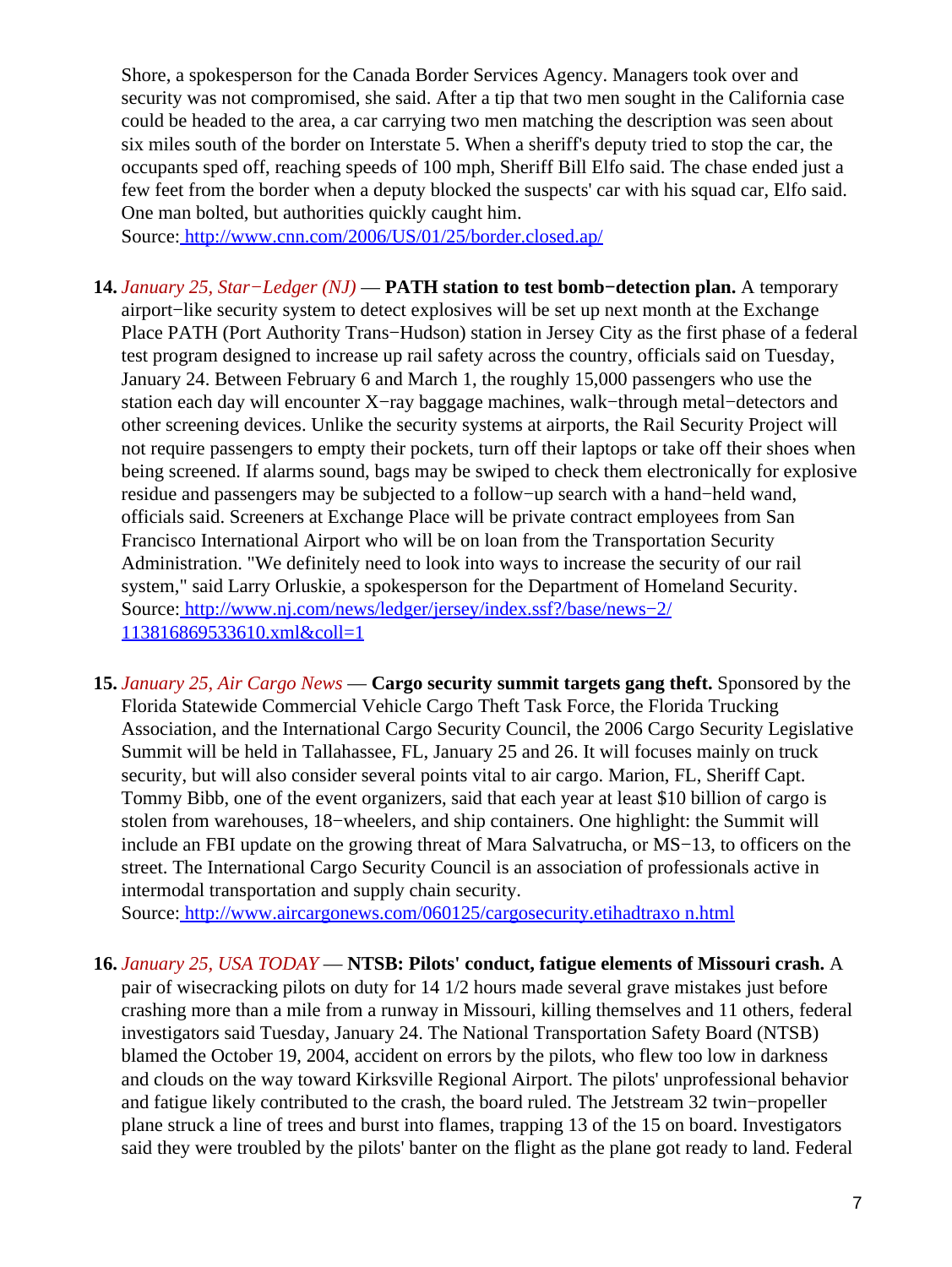Shore, a spokesperson for the Canada Border Services Agency. Managers took over and security was not compromised, she said. After a tip that two men sought in the California case could be headed to the area, a car carrying two men matching the description was seen about six miles south of the border on Interstate 5. When a sheriff's deputy tried to stop the car, the occupants sped off, reaching speeds of 100 mph, Sheriff Bill Elfo said. The chase ended just a few feet from the border when a deputy blocked the suspects' car with his squad car, Elfo said. One man bolted, but authorities quickly caught him.
Source: http://www.cnn.com/2006/US/01/25/border.closed.ap/

14. *January 25, Star−Ledger (NJ)* — **PATH station to test bomb−detection plan.** A temporary airport−like security system to detect explosives will be set up next month at the Exchange Place PATH (Port Authority Trans−Hudson) station in Jersey City as the first phase of a federal test program designed to increase up rail safety across the country, officials said on Tuesday, January 24. Between February 6 and March 1, the roughly 15,000 passengers who use the station each day will encounter X−ray baggage machines, walk−through metal−detectors and other screening devices. Unlike the security systems at airports, the Rail Security Project will not require passengers to empty their pockets, turn off their laptops or take off their shoes when being screened. If alarms sound, bags may be swiped to check them electronically for explosive residue and passengers may be subjected to a follow−up search with a hand−held wand, officials said. Screeners at Exchange Place will be private contract employees from San Francisco International Airport who will be on loan from the Transportation Security Administration. "We definitely need to look into ways to increase the security of our rail system," said Larry Orluskie, a spokesperson for the Department of Homeland Security.
Source: http://www.nj.com/news/ledger/jersey/index.ssf?/base/news−2/113816869533610.xml&coll=1

15. *January 25, Air Cargo News* — **Cargo security summit targets gang theft.** Sponsored by the Florida Statewide Commercial Vehicle Cargo Theft Task Force, the Florida Trucking Association, and the International Cargo Security Council, the 2006 Cargo Security Legislative Summit will be held in Tallahassee, FL, January 25 and 26. It will focuses mainly on truck security, but will also consider several points vital to air cargo. Marion, FL, Sheriff Capt. Tommy Bibb, one of the event organizers, said that each year at least $10 billion of cargo is stolen from warehouses, 18−wheelers, and ship containers. One highlight: the Summit will include an FBI update on the growing threat of Mara Salvatrucha, or MS−13, to officers on the street. The International Cargo Security Council is an association of professionals active in intermodal transportation and supply chain security.
Source: http://www.aircargonews.com/060125/cargosecurity.etihadtraxo n.html

16. *January 25, USA TODAY* — **NTSB: Pilots' conduct, fatigue elements of Missouri crash.** A pair of wisecracking pilots on duty for 14 1/2 hours made several grave mistakes just before crashing more than a mile from a runway in Missouri, killing themselves and 11 others, federal investigators said Tuesday, January 24. The National Transportation Safety Board (NTSB) blamed the October 19, 2004, accident on errors by the pilots, who flew too low in darkness and clouds on the way toward Kirksville Regional Airport. The pilots' unprofessional behavior and fatigue likely contributed to the crash, the board ruled. The Jetstream 32 twin−propeller plane struck a line of trees and burst into flames, trapping 13 of the 15 on board. Investigators said they were troubled by the pilots' banter on the flight as the plane got ready to land. Federal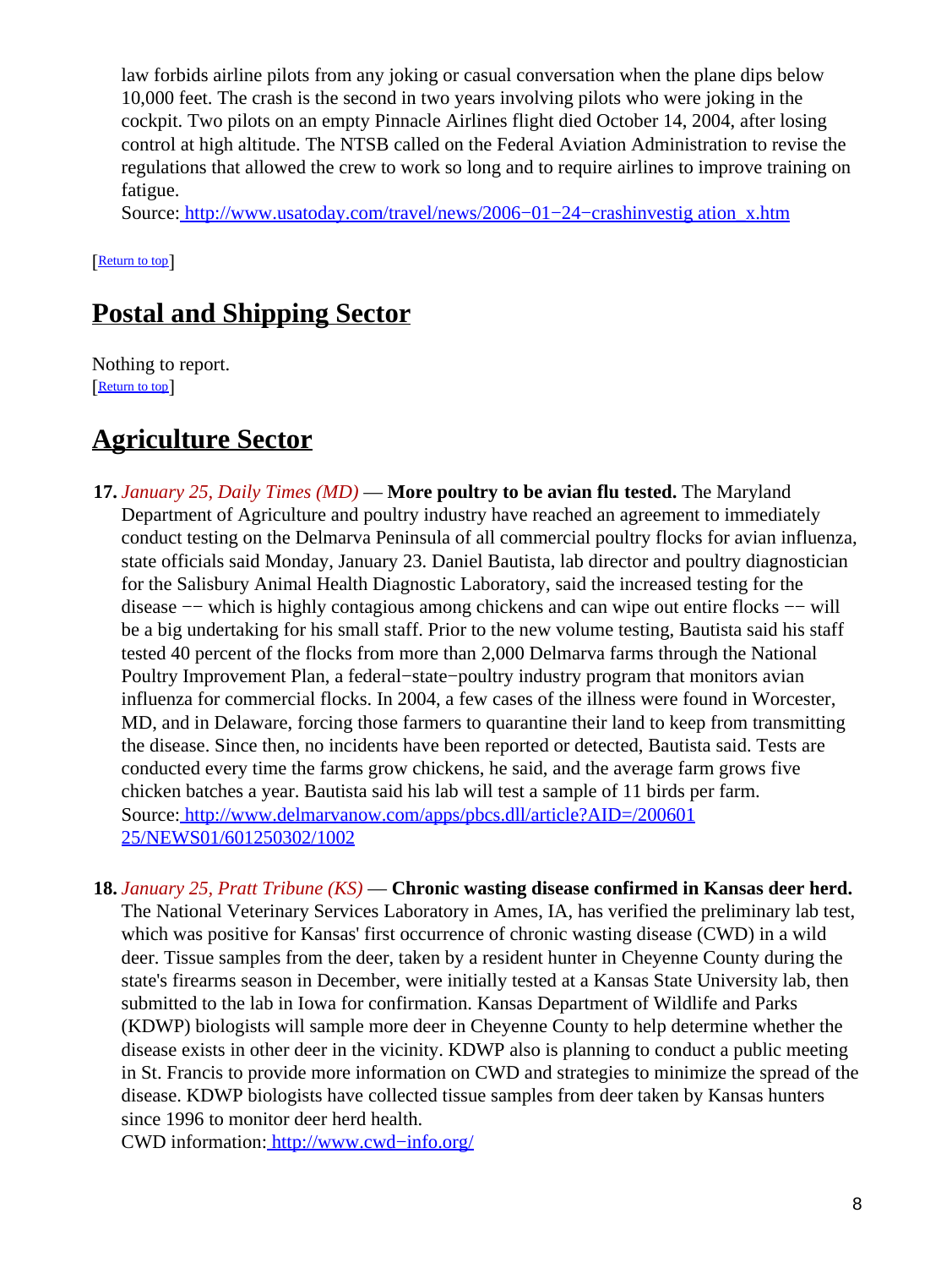law forbids airline pilots from any joking or casual conversation when the plane dips below 10,000 feet. The crash is the second in two years involving pilots who were joking in the cockpit. Two pilots on an empty Pinnacle Airlines flight died October 14, 2004, after losing control at high altitude. The NTSB called on the Federal Aviation Administration to revise the regulations that allowed the crew to work so long and to require airlines to improve training on fatigue.
Source: http://www.usatoday.com/travel/news/2006−01−24−crashinvestig ation_x.htm

[Return to top]

## Postal and Shipping Sector

Nothing to report.
[Return to top]

## Agriculture Sector

**17.** *January 25, Daily Times (MD)* — **More poultry to be avian flu tested.** The Maryland Department of Agriculture and poultry industry have reached an agreement to immediately conduct testing on the Delmarva Peninsula of all commercial poultry flocks for avian influenza, state officials said Monday, January 23. Daniel Bautista, lab director and poultry diagnostician for the Salisbury Animal Health Diagnostic Laboratory, said the increased testing for the disease −− which is highly contagious among chickens and can wipe out entire flocks −− will be a big undertaking for his small staff. Prior to the new volume testing, Bautista said his staff tested 40 percent of the flocks from more than 2,000 Delmarva farms through the National Poultry Improvement Plan, a federal−state−poultry industry program that monitors avian influenza for commercial flocks. In 2004, a few cases of the illness were found in Worcester, MD, and in Delaware, forcing those farmers to quarantine their land to keep from transmitting the disease. Since then, no incidents have been reported or detected, Bautista said. Tests are conducted every time the farms grow chickens, he said, and the average farm grows five chicken batches a year. Bautista said his lab will test a sample of 11 birds per farm.
Source: http://www.delmarvanow.com/apps/pbcs.dll/article?AID=/200601 25/NEWS01/601250302/1002

**18.** *January 25, Pratt Tribune (KS)* — **Chronic wasting disease confirmed in Kansas deer herd.** The National Veterinary Services Laboratory in Ames, IA, has verified the preliminary lab test, which was positive for Kansas' first occurrence of chronic wasting disease (CWD) in a wild deer. Tissue samples from the deer, taken by a resident hunter in Cheyenne County during the state's firearms season in December, were initially tested at a Kansas State University lab, then submitted to the lab in Iowa for confirmation. Kansas Department of Wildlife and Parks (KDWP) biologists will sample more deer in Cheyenne County to help determine whether the disease exists in other deer in the vicinity. KDWP also is planning to conduct a public meeting in St. Francis to provide more information on CWD and strategies to minimize the spread of the disease. KDWP biologists have collected tissue samples from deer taken by Kansas hunters since 1996 to monitor deer herd health.
CWD information: http://www.cwd−info.org/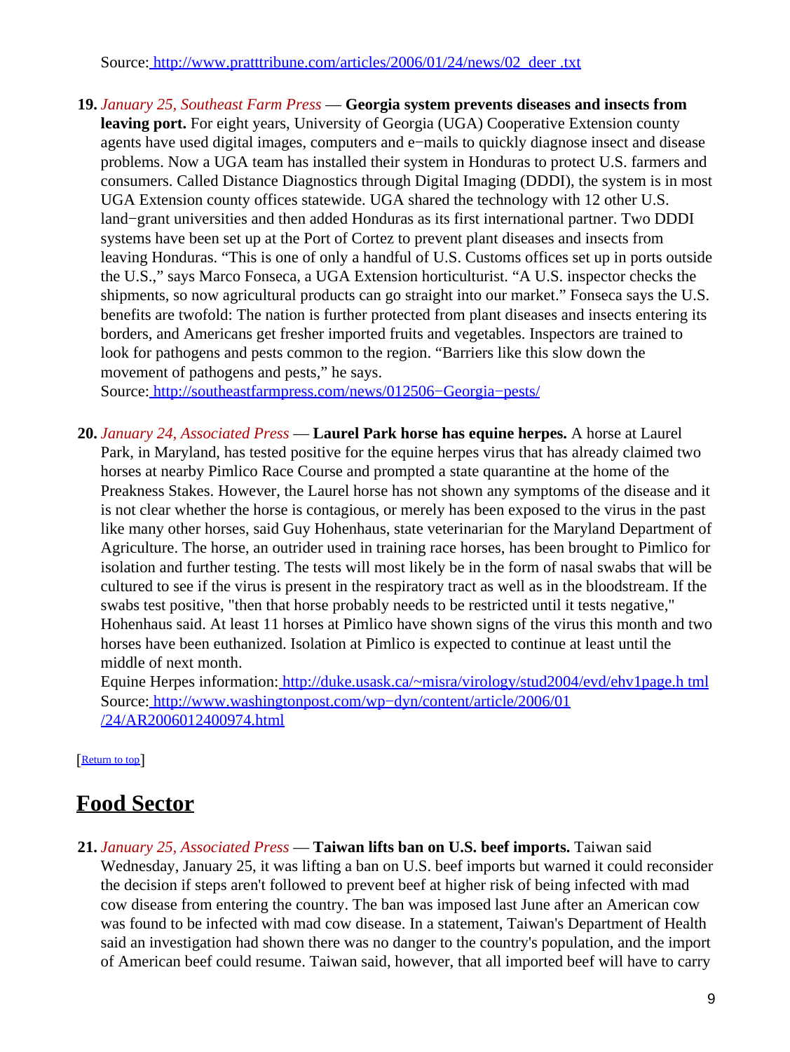Source: [http://www.pratttribune.com/articles/2006/01/24/news/02_deer .txt](http://www.pratttribune.com/articles/2006/01/24/news/02_deer.txt)

19. *January 25, Southeast Farm Press* — **Georgia system prevents diseases and insects from leaving port.** For eight years, University of Georgia (UGA) Cooperative Extension county agents have used digital images, computers and e−mails to quickly diagnose insect and disease problems. Now a UGA team has installed their system in Honduras to protect U.S. farmers and consumers. Called Distance Diagnostics through Digital Imaging (DDDI), the system is in most UGA Extension county offices statewide. UGA shared the technology with 12 other U.S. land−grant universities and then added Honduras as its first international partner. Two DDDI systems have been set up at the Port of Cortez to prevent plant diseases and insects from leaving Honduras. "This is one of only a handful of U.S. Customs offices set up in ports outside the U.S.," says Marco Fonseca, a UGA Extension horticulturist. "A U.S. inspector checks the shipments, so now agricultural products can go straight into our market." Fonseca says the U.S. benefits are twofold: The nation is further protected from plant diseases and insects entering its borders, and Americans get fresher imported fruits and vegetables. Inspectors are trained to look for pathogens and pests common to the region. "Barriers like this slow down the movement of pathogens and pests," he says.
Source: [http://southeastfarmpress.com/news/012506−Georgia−pests/](http://southeastfarmpress.com/news/012506−Georgia−pests/)

20. *January 24, Associated Press* — **Laurel Park horse has equine herpes.** A horse at Laurel Park, in Maryland, has tested positive for the equine herpes virus that has already claimed two horses at nearby Pimlico Race Course and prompted a state quarantine at the home of the Preakness Stakes. However, the Laurel horse has not shown any symptoms of the disease and it is not clear whether the horse is contagious, or merely has been exposed to the virus in the past like many other horses, said Guy Hohenhaus, state veterinarian for the Maryland Department of Agriculture. The horse, an outrider used in training race horses, has been brought to Pimlico for isolation and further testing. The tests will most likely be in the form of nasal swabs that will be cultured to see if the virus is present in the respiratory tract as well as in the bloodstream. If the swabs test positive, "then that horse probably needs to be restricted until it tests negative," Hohenhaus said. At least 11 horses at Pimlico have shown signs of the virus this month and two horses have been euthanized. Isolation at Pimlico is expected to continue at least until the middle of next month.
Equine Herpes information: [http://duke.usask.ca/~misra/virology/stud2004/evd/ehv1page.h tml](http://duke.usask.ca/~misra/virology/stud2004/evd/ehv1page.html)
Source: [http://www.washingtonpost.com/wp−dyn/content/article/2006/01 /24/AR2006012400974.html](http://www.washingtonpost.com/wp−dyn/content/article/2006/01/24/AR2006012400974.html)

[Return to top]

## Food Sector

21. *January 25, Associated Press* — **Taiwan lifts ban on U.S. beef imports.** Taiwan said Wednesday, January 25, it was lifting a ban on U.S. beef imports but warned it could reconsider the decision if steps aren't followed to prevent beef at higher risk of being infected with mad cow disease from entering the country. The ban was imposed last June after an American cow was found to be infected with mad cow disease. In a statement, Taiwan's Department of Health said an investigation had shown there was no danger to the country's population, and the import of American beef could resume. Taiwan said, however, that all imported beef will have to carry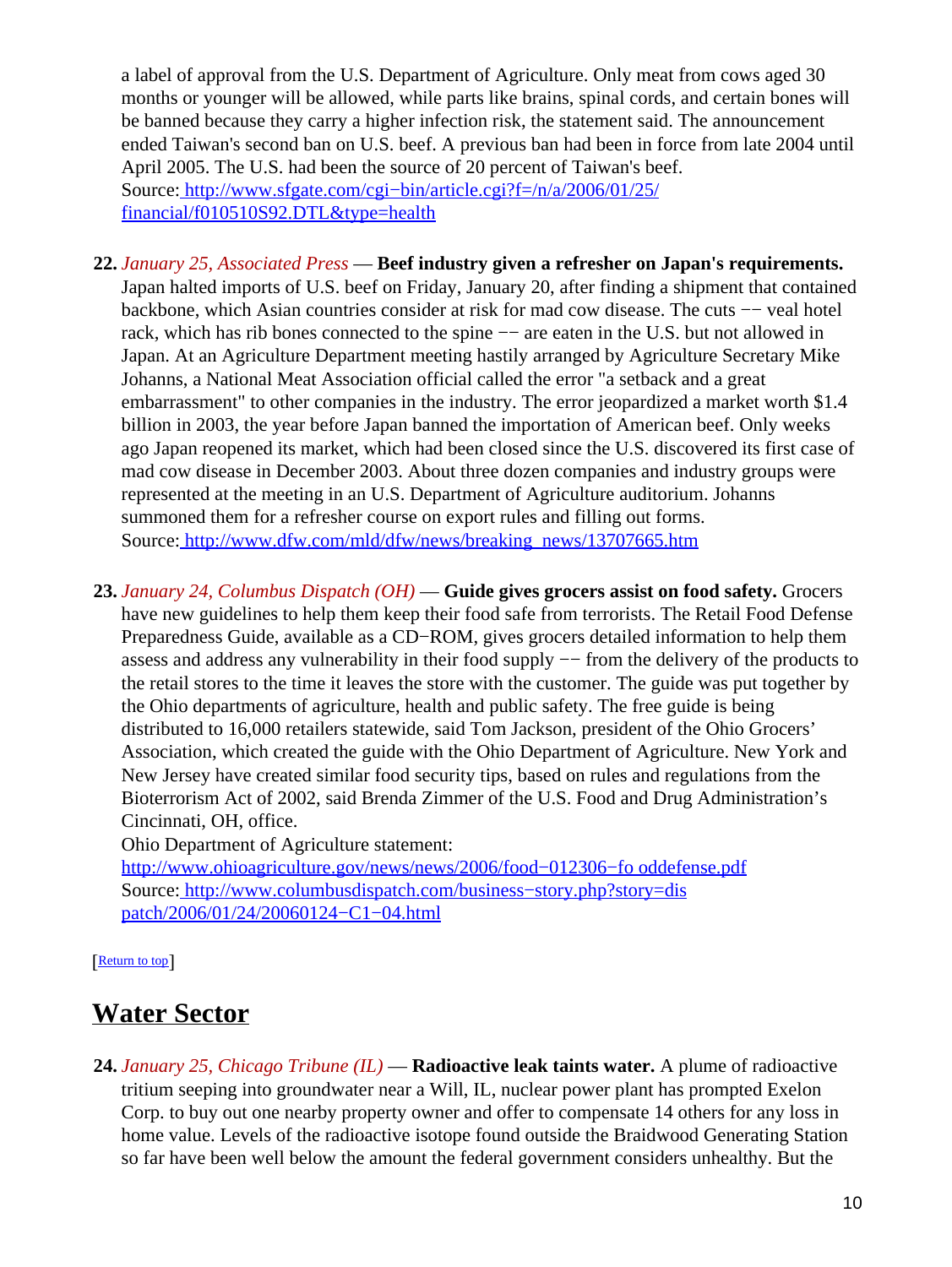a label of approval from the U.S. Department of Agriculture. Only meat from cows aged 30 months or younger will be allowed, while parts like brains, spinal cords, and certain bones will be banned because they carry a higher infection risk, the statement said. The announcement ended Taiwan's second ban on U.S. beef. A previous ban had been in force from late 2004 until April 2005. The U.S. had been the source of 20 percent of Taiwan's beef.
Source: http://www.sfgate.com/cgi−bin/article.cgi?f=/n/a/2006/01/25/financial/f010510S92.DTL&type=health

22. *January 25, Associated Press* — **Beef industry given a refresher on Japan's requirements.** Japan halted imports of U.S. beef on Friday, January 20, after finding a shipment that contained backbone, which Asian countries consider at risk for mad cow disease. The cuts −− veal hotel rack, which has rib bones connected to the spine −− are eaten in the U.S. but not allowed in Japan. At an Agriculture Department meeting hastily arranged by Agriculture Secretary Mike Johanns, a National Meat Association official called the error "a setback and a great embarrassment" to other companies in the industry. The error jeopardized a market worth $1.4 billion in 2003, the year before Japan banned the importation of American beef. Only weeks ago Japan reopened its market, which had been closed since the U.S. discovered its first case of mad cow disease in December 2003. About three dozen companies and industry groups were represented at the meeting in an U.S. Department of Agriculture auditorium. Johanns summoned them for a refresher course on export rules and filling out forms.
Source: http://www.dfw.com/mld/dfw/news/breaking_news/13707665.htm

23. *January 24, Columbus Dispatch (OH)* — **Guide gives grocers assist on food safety.** Grocers have new guidelines to help them keep their food safe from terrorists. The Retail Food Defense Preparedness Guide, available as a CD−ROM, gives grocers detailed information to help them assess and address any vulnerability in their food supply −− from the delivery of the products to the retail stores to the time it leaves the store with the customer. The guide was put together by the Ohio departments of agriculture, health and public safety. The free guide is being distributed to 16,000 retailers statewide, said Tom Jackson, president of the Ohio Grocers' Association, which created the guide with the Ohio Department of Agriculture. New York and New Jersey have created similar food security tips, based on rules and regulations from the Bioterrorism Act of 2002, said Brenda Zimmer of the U.S. Food and Drug Administration's Cincinnati, OH, office.
Ohio Department of Agriculture statement: http://www.ohioagriculture.gov/news/news/2006/food−012306−fo oddefense.pdf
Source: http://www.columbusdispatch.com/business−story.php?story=dispatch/2006/01/24/20060124−C1−04.html

[Return to top]

## Water Sector

24. *January 25, Chicago Tribune (IL)* — **Radioactive leak taints water.** A plume of radioactive tritium seeping into groundwater near a Will, IL, nuclear power plant has prompted Exelon Corp. to buy out one nearby property owner and offer to compensate 14 others for any loss in home value. Levels of the radioactive isotope found outside the Braidwood Generating Station so far have been well below the amount the federal government considers unhealthy. But the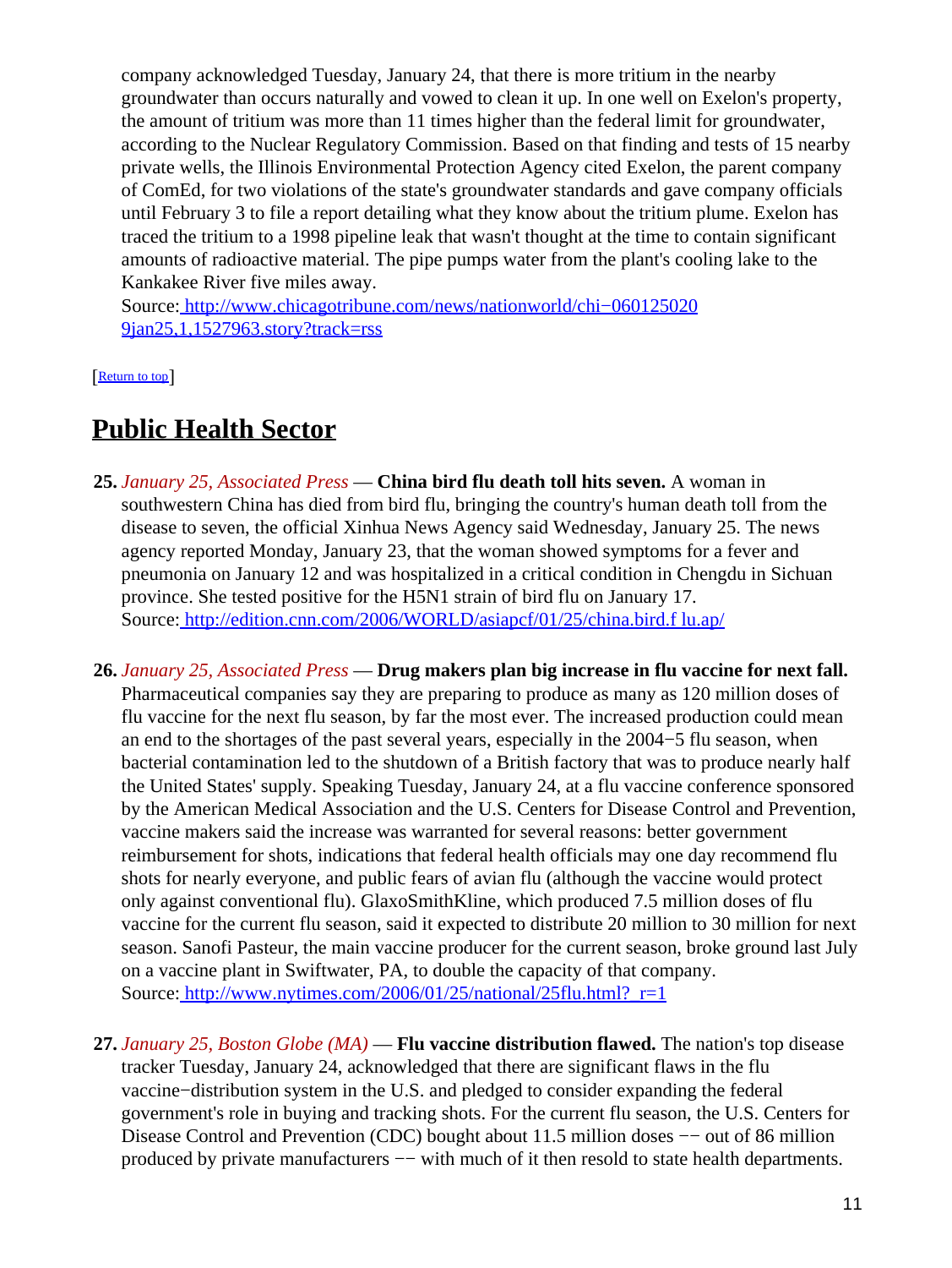company acknowledged Tuesday, January 24, that there is more tritium in the nearby groundwater than occurs naturally and vowed to clean it up. In one well on Exelon's property, the amount of tritium was more than 11 times higher than the federal limit for groundwater, according to the Nuclear Regulatory Commission. Based on that finding and tests of 15 nearby private wells, the Illinois Environmental Protection Agency cited Exelon, the parent company of ComEd, for two violations of the state's groundwater standards and gave company officials until February 3 to file a report detailing what they know about the tritium plume. Exelon has traced the tritium to a 1998 pipeline leak that wasn't thought at the time to contain significant amounts of radioactive material. The pipe pumps water from the plant's cooling lake to the Kankakee River five miles away.
Source: [http://www.chicagotribune.com/news/nationworld/chi−0601250209jan25,1,1527963.story?track=rss](http://www.chicagotribune.com/news/nationworld/chi−0601250209jan25,1,1527963.story?track=rss)

[[Return to top]()]

# Public Health Sector

25. *January 25, Associated Press* — **China bird flu death toll hits seven.** A woman in southwestern China has died from bird flu, bringing the country's human death toll from the disease to seven, the official Xinhua News Agency said Wednesday, January 25. The news agency reported Monday, January 23, that the woman showed symptoms for a fever and pneumonia on January 12 and was hospitalized in a critical condition in Chengdu in Sichuan province. She tested positive for the H5N1 strain of bird flu on January 17.
Source: [http://edition.cnn.com/2006/WORLD/asiapcf/01/25/china.bird.flu.ap/](http://edition.cnn.com/2006/WORLD/asiapcf/01/25/china.bird.flu.ap/)

26. *January 25, Associated Press* — **Drug makers plan big increase in flu vaccine for next fall.** Pharmaceutical companies say they are preparing to produce as many as 120 million doses of flu vaccine for the next flu season, by far the most ever. The increased production could mean an end to the shortages of the past several years, especially in the 2004−5 flu season, when bacterial contamination led to the shutdown of a British factory that was to produce nearly half the United States' supply. Speaking Tuesday, January 24, at a flu vaccine conference sponsored by the American Medical Association and the U.S. Centers for Disease Control and Prevention, vaccine makers said the increase was warranted for several reasons: better government reimbursement for shots, indications that federal health officials may one day recommend flu shots for nearly everyone, and public fears of avian flu (although the vaccine would protect only against conventional flu). GlaxoSmithKline, which produced 7.5 million doses of flu vaccine for the current flu season, said it expected to distribute 20 million to 30 million for next season. Sanofi Pasteur, the main vaccine producer for the current season, broke ground last July on a vaccine plant in Swiftwater, PA, to double the capacity of that company.
Source: [http://www.nytimes.com/2006/01/25/national/25flu.html?_r=1](http://www.nytimes.com/2006/01/25/national/25flu.html?_r=1)

27. *January 25, Boston Globe (MA)* — **Flu vaccine distribution flawed.** The nation's top disease tracker Tuesday, January 24, acknowledged that there are significant flaws in the flu vaccine−distribution system in the U.S. and pledged to consider expanding the federal government's role in buying and tracking shots. For the current flu season, the U.S. Centers for Disease Control and Prevention (CDC) bought about 11.5 million doses −− out of 86 million produced by private manufacturers −− with much of it then resold to state health departments.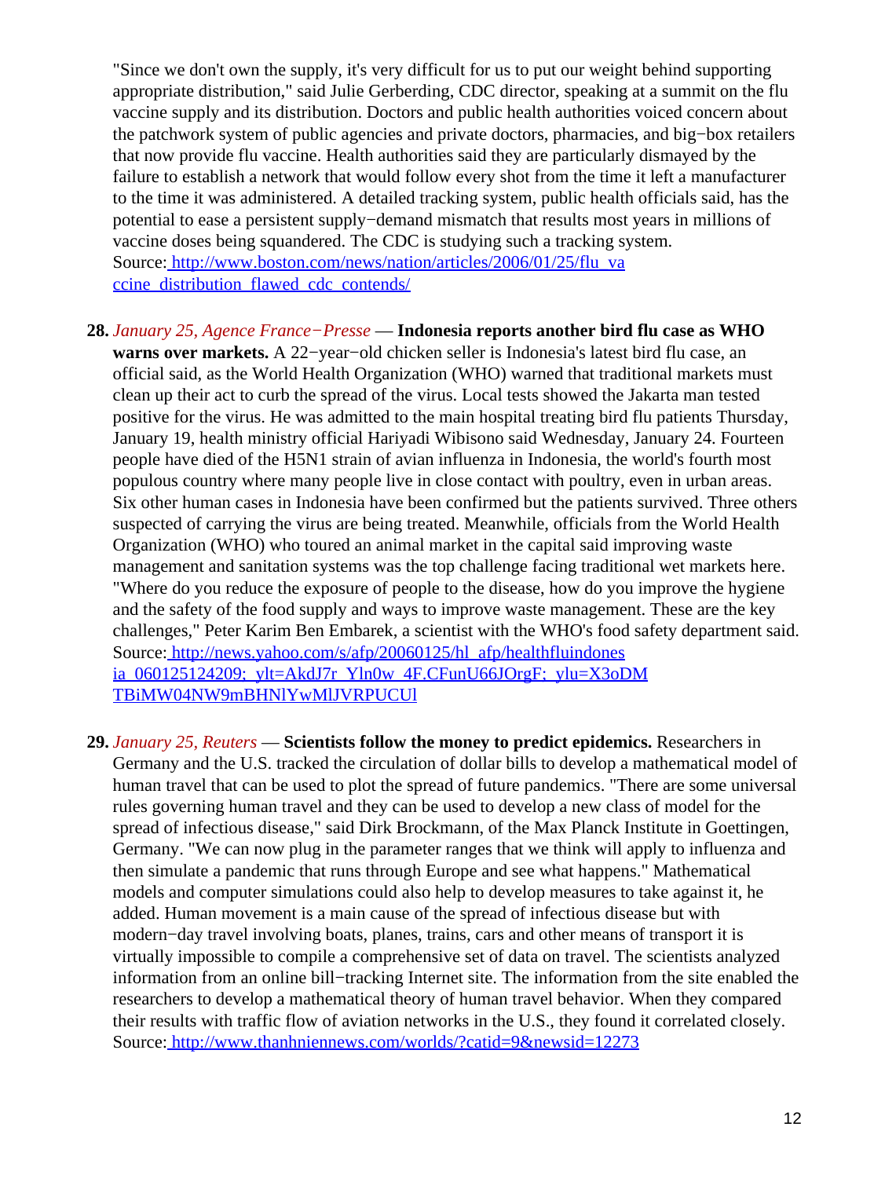"Since we don't own the supply, it's very difficult for us to put our weight behind supporting appropriate distribution," said Julie Gerberding, CDC director, speaking at a summit on the flu vaccine supply and its distribution. Doctors and public health authorities voiced concern about the patchwork system of public agencies and private doctors, pharmacies, and big−box retailers that now provide flu vaccine. Health authorities said they are particularly dismayed by the failure to establish a network that would follow every shot from the time it left a manufacturer to the time it was administered. A detailed tracking system, public health officials said, has the potential to ease a persistent supply−demand mismatch that results most years in millions of vaccine doses being squandered. The CDC is studying such a tracking system.
Source: http://www.boston.com/news/nation/articles/2006/01/25/flu_vaccine_distribution_flawed_cdc_contends/

28. *January 25, Agence France−Presse* — **Indonesia reports another bird flu case as WHO warns over markets.** A 22−year−old chicken seller is Indonesia's latest bird flu case, an official said, as the World Health Organization (WHO) warned that traditional markets must clean up their act to curb the spread of the virus. Local tests showed the Jakarta man tested positive for the virus. He was admitted to the main hospital treating bird flu patients Thursday, January 19, health ministry official Hariyadi Wibisono said Wednesday, January 24. Fourteen people have died of the H5N1 strain of avian influenza in Indonesia, the world's fourth most populous country where many people live in close contact with poultry, even in urban areas. Six other human cases in Indonesia have been confirmed but the patients survived. Three others suspected of carrying the virus are being treated. Meanwhile, officials from the World Health Organization (WHO) who toured an animal market in the capital said improving waste management and sanitation systems was the top challenge facing traditional wet markets here. "Where do you reduce the exposure of people to the disease, how do you improve the hygiene and the safety of the food supply and ways to improve waste management. These are the key challenges," Peter Karim Ben Embarek, a scientist with the WHO's food safety department said.
Source: http://news.yahoo.com/s/afp/20060125/hl_afp/healthfluindonesia_060125124209;_ylt=AkdJ7r_Yln0w_4F.CFunU66JOrgF;_ylu=X3oDMTBiMW04NW9mBHNlYwMlJVRPUCUl

29. *January 25, Reuters* — **Scientists follow the money to predict epidemics.** Researchers in Germany and the U.S. tracked the circulation of dollar bills to develop a mathematical model of human travel that can be used to plot the spread of future pandemics. "There are some universal rules governing human travel and they can be used to develop a new class of model for the spread of infectious disease," said Dirk Brockmann, of the Max Planck Institute in Goettingen, Germany. "We can now plug in the parameter ranges that we think will apply to influenza and then simulate a pandemic that runs through Europe and see what happens." Mathematical models and computer simulations could also help to develop measures to take against it, he added. Human movement is a main cause of the spread of infectious disease but with modern−day travel involving boats, planes, trains, cars and other means of transport it is virtually impossible to compile a comprehensive set of data on travel. The scientists analyzed information from an online bill−tracking Internet site. The information from the site enabled the researchers to develop a mathematical theory of human travel behavior. When they compared their results with traffic flow of aviation networks in the U.S., they found it correlated closely.
Source: http://www.thanhniennews.com/worlds/?catid=9&newsid=12273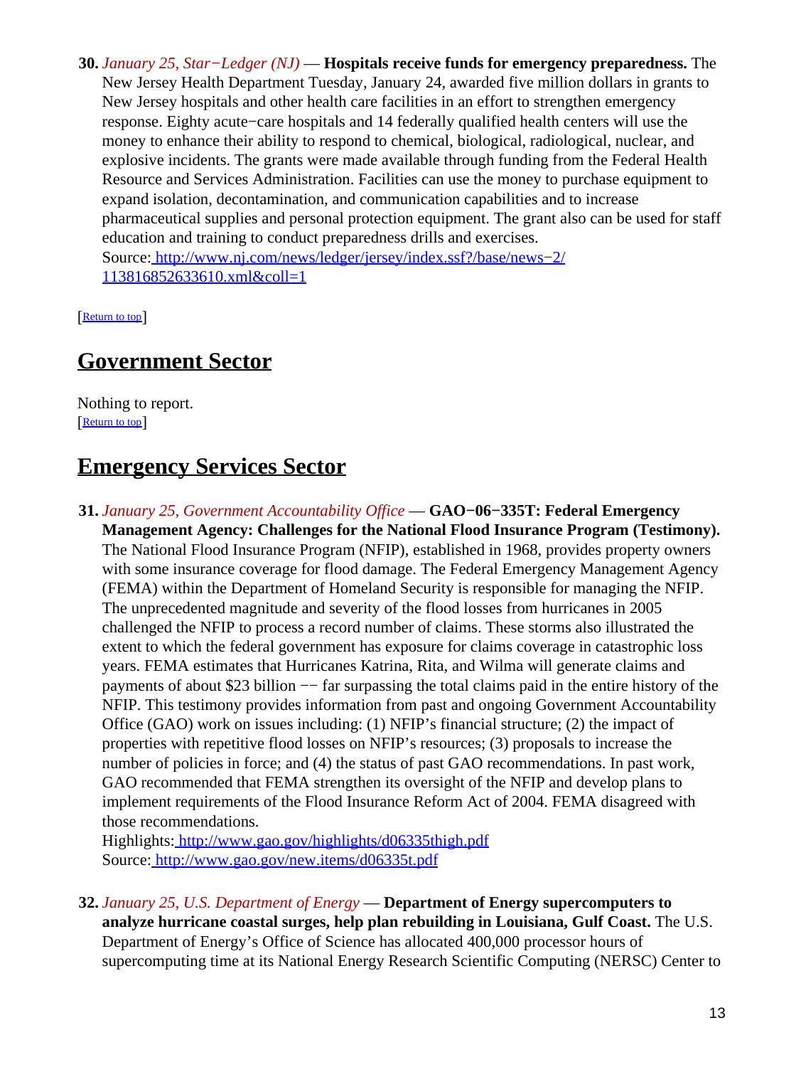**30.** *January 25, Star−Ledger (NJ)* — **Hospitals receive funds for emergency preparedness.** The New Jersey Health Department Tuesday, January 24, awarded five million dollars in grants to New Jersey hospitals and other health care facilities in an effort to strengthen emergency response. Eighty acute−care hospitals and 14 federally qualified health centers will use the money to enhance their ability to respond to chemical, biological, radiological, nuclear, and explosive incidents. The grants were made available through funding from the Federal Health Resource and Services Administration. Facilities can use the money to purchase equipment to expand isolation, decontamination, and communication capabilities and to increase pharmaceutical supplies and personal protection equipment. The grant also can be used for staff education and training to conduct preparedness drills and exercises.
Source: [http://www.nj.com/news/ledger/jersey/index.ssf?/base/news−2/113816852633610.xml&coll=1](http://www.nj.com/news/ledger/jersey/index.ssf?/base/news−2/113816852633610.xml&coll=1)

[Return to top]

## Government Sector

Nothing to report.
[Return to top]

## Emergency Services Sector

**31.** *January 25, Government Accountability Office* — **GAO−06−335T: Federal Emergency Management Agency: Challenges for the National Flood Insurance Program (Testimony).** The National Flood Insurance Program (NFIP), established in 1968, provides property owners with some insurance coverage for flood damage. The Federal Emergency Management Agency (FEMA) within the Department of Homeland Security is responsible for managing the NFIP. The unprecedented magnitude and severity of the flood losses from hurricanes in 2005 challenged the NFIP to process a record number of claims. These storms also illustrated the extent to which the federal government has exposure for claims coverage in catastrophic loss years. FEMA estimates that Hurricanes Katrina, Rita, and Wilma will generate claims and payments of about $23 billion −− far surpassing the total claims paid in the entire history of the NFIP. This testimony provides information from past and ongoing Government Accountability Office (GAO) work on issues including: (1) NFIP's financial structure; (2) the impact of properties with repetitive flood losses on NFIP's resources; (3) proposals to increase the number of policies in force; and (4) the status of past GAO recommendations. In past work, GAO recommended that FEMA strengthen its oversight of the NFIP and develop plans to implement requirements of the Flood Insurance Reform Act of 2004. FEMA disagreed with those recommendations.
Highlights: [http://www.gao.gov/highlights/d06335thigh.pdf](http://www.gao.gov/highlights/d06335thigh.pdf)
Source: [http://www.gao.gov/new.items/d06335t.pdf](http://www.gao.gov/new.items/d06335t.pdf)

**32.** *January 25, U.S. Department of Energy* — **Department of Energy supercomputers to analyze hurricane coastal surges, help plan rebuilding in Louisiana, Gulf Coast.** The U.S. Department of Energy's Office of Science has allocated 400,000 processor hours of supercomputing time at its National Energy Research Scientific Computing (NERSC) Center to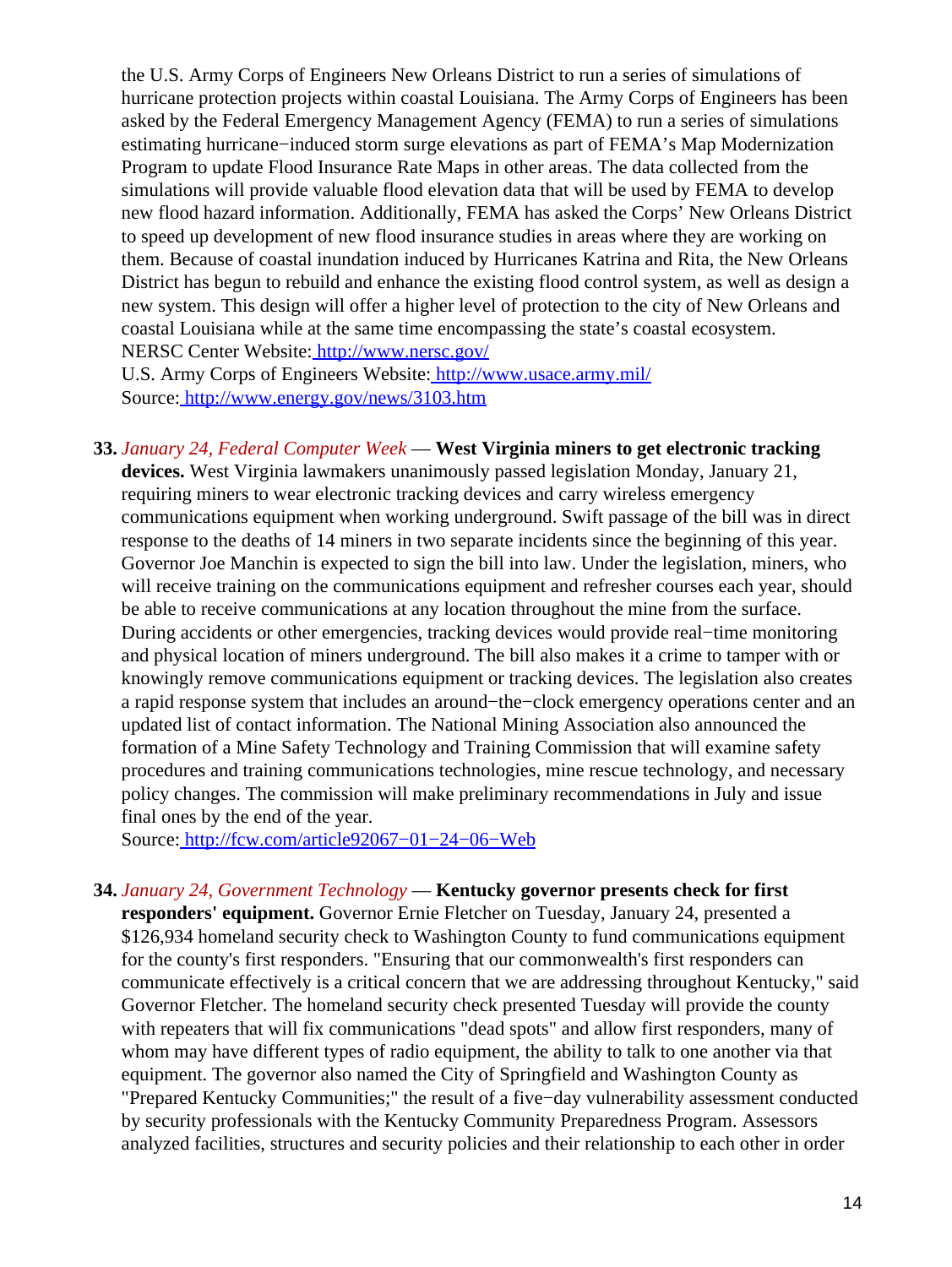the U.S. Army Corps of Engineers New Orleans District to run a series of simulations of hurricane protection projects within coastal Louisiana. The Army Corps of Engineers has been asked by the Federal Emergency Management Agency (FEMA) to run a series of simulations estimating hurricane−induced storm surge elevations as part of FEMA's Map Modernization Program to update Flood Insurance Rate Maps in other areas. The data collected from the simulations will provide valuable flood elevation data that will be used by FEMA to develop new flood hazard information. Additionally, FEMA has asked the Corps' New Orleans District to speed up development of new flood insurance studies in areas where they are working on them. Because of coastal inundation induced by Hurricanes Katrina and Rita, the New Orleans District has begun to rebuild and enhance the existing flood control system, as well as design a new system. This design will offer a higher level of protection to the city of New Orleans and coastal Louisiana while at the same time encompassing the state's coastal ecosystem.
NERSC Center Website: http://www.nersc.gov/
U.S. Army Corps of Engineers Website: http://www.usace.army.mil/
Source: http://www.energy.gov/news/3103.htm

33. *January 24, Federal Computer Week* — **West Virginia miners to get electronic tracking devices.** West Virginia lawmakers unanimously passed legislation Monday, January 21, requiring miners to wear electronic tracking devices and carry wireless emergency communications equipment when working underground. Swift passage of the bill was in direct response to the deaths of 14 miners in two separate incidents since the beginning of this year. Governor Joe Manchin is expected to sign the bill into law. Under the legislation, miners, who will receive training on the communications equipment and refresher courses each year, should be able to receive communications at any location throughout the mine from the surface. During accidents or other emergencies, tracking devices would provide real−time monitoring and physical location of miners underground. The bill also makes it a crime to tamper with or knowingly remove communications equipment or tracking devices. The legislation also creates a rapid response system that includes an around−the−clock emergency operations center and an updated list of contact information. The National Mining Association also announced the formation of a Mine Safety Technology and Training Commission that will examine safety procedures and training communications technologies, mine rescue technology, and necessary policy changes. The commission will make preliminary recommendations in July and issue final ones by the end of the year.
Source: http://fcw.com/article92067−01−24−06−Web

34. *January 24, Government Technology* — **Kentucky governor presents check for first responders' equipment.** Governor Ernie Fletcher on Tuesday, January 24, presented a $126,934 homeland security check to Washington County to fund communications equipment for the county's first responders. "Ensuring that our commonwealth's first responders can communicate effectively is a critical concern that we are addressing throughout Kentucky," said Governor Fletcher. The homeland security check presented Tuesday will provide the county with repeaters that will fix communications "dead spots" and allow first responders, many of whom may have different types of radio equipment, the ability to talk to one another via that equipment. The governor also named the City of Springfield and Washington County as "Prepared Kentucky Communities;" the result of a five−day vulnerability assessment conducted by security professionals with the Kentucky Community Preparedness Program. Assessors analyzed facilities, structures and security policies and their relationship to each other in order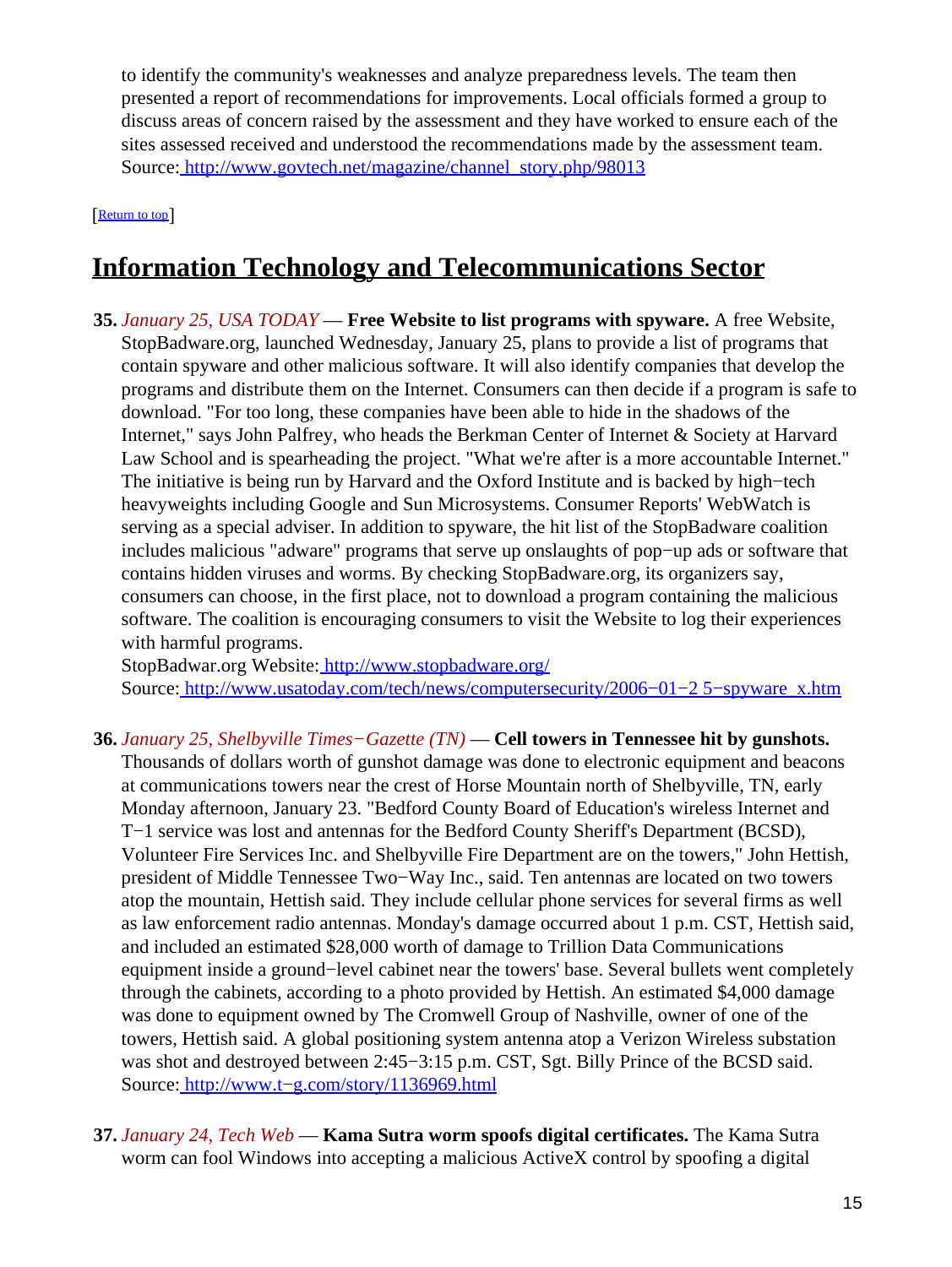to identify the community's weaknesses and analyze preparedness levels. The team then presented a report of recommendations for improvements. Local officials formed a group to discuss areas of concern raised by the assessment and they have worked to ensure each of the sites assessed received and understood the recommendations made by the assessment team.
Source: http://www.govtech.net/magazine/channel_story.php/98013

[Return to top]

## Information Technology and Telecommunications Sector

**35.** *January 25, USA TODAY* — **Free Website to list programs with spyware.** A free Website, StopBadware.org, launched Wednesday, January 25, plans to provide a list of programs that contain spyware and other malicious software. It will also identify companies that develop the programs and distribute them on the Internet. Consumers can then decide if a program is safe to download. "For too long, these companies have been able to hide in the shadows of the Internet," says John Palfrey, who heads the Berkman Center of Internet & Society at Harvard Law School and is spearheading the project. "What we're after is a more accountable Internet." The initiative is being run by Harvard and the Oxford Institute and is backed by high−tech heavyweights including Google and Sun Microsystems. Consumer Reports' WebWatch is serving as a special adviser. In addition to spyware, the hit list of the StopBadware coalition includes malicious "adware" programs that serve up onslaughts of pop−up ads or software that contains hidden viruses and worms. By checking StopBadware.org, its organizers say, consumers can choose, in the first place, not to download a program containing the malicious software. The coalition is encouraging consumers to visit the Website to log their experiences with harmful programs.
StopBadwar.org Website: http://www.stopbadware.org/
Source: http://www.usatoday.com/tech/news/computersecurity/2006−01−2 5−spyware_x.htm

**36.** *January 25, Shelbyville Times−Gazette (TN)* — **Cell towers in Tennessee hit by gunshots.** Thousands of dollars worth of gunshot damage was done to electronic equipment and beacons at communications towers near the crest of Horse Mountain north of Shelbyville, TN, early Monday afternoon, January 23. "Bedford County Board of Education's wireless Internet and T−1 service was lost and antennas for the Bedford County Sheriff's Department (BCSD), Volunteer Fire Services Inc. and Shelbyville Fire Department are on the towers," John Hettish, president of Middle Tennessee Two−Way Inc., said. Ten antennas are located on two towers atop the mountain, Hettish said. They include cellular phone services for several firms as well as law enforcement radio antennas. Monday's damage occurred about 1 p.m. CST, Hettish said, and included an estimated $28,000 worth of damage to Trillion Data Communications equipment inside a ground−level cabinet near the towers' base. Several bullets went completely through the cabinets, according to a photo provided by Hettish. An estimated $4,000 damage was done to equipment owned by The Cromwell Group of Nashville, owner of one of the towers, Hettish said. A global positioning system antenna atop a Verizon Wireless substation was shot and destroyed between 2:45−3:15 p.m. CST, Sgt. Billy Prince of the BCSD said.
Source: http://www.t−g.com/story/1136969.html

**37.** *January 24, Tech Web* — **Kama Sutra worm spoofs digital certificates.** The Kama Sutra worm can fool Windows into accepting a malicious ActiveX control by spoofing a digital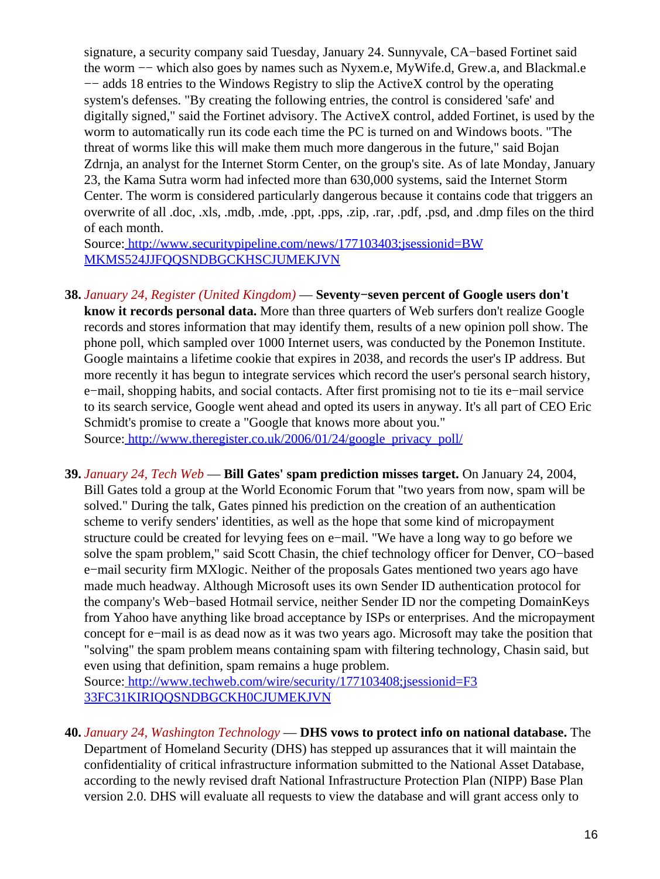signature, a security company said Tuesday, January 24. Sunnyvale, CA−based Fortinet said the worm −− which also goes by names such as Nyxem.e, MyWife.d, Grew.a, and Blackmal.e −− adds 18 entries to the Windows Registry to slip the ActiveX control by the operating system's defenses. "By creating the following entries, the control is considered 'safe' and digitally signed," said the Fortinet advisory. The ActiveX control, added Fortinet, is used by the worm to automatically run its code each time the PC is turned on and Windows boots. "The threat of worms like this will make them much more dangerous in the future," said Bojan Zdrnja, an analyst for the Internet Storm Center, on the group's site. As of late Monday, January 23, the Kama Sutra worm had infected more than 630,000 systems, said the Internet Storm Center. The worm is considered particularly dangerous because it contains code that triggers an overwrite of all .doc, .xls, .mdb, .mde, .ppt, .pps, .zip, .rar, .pdf, .psd, and .dmp files on the third of each month.
Source: http://www.securitypipeline.com/news/177103403;jsessionid=BWMKMS524JJFQQSNDBGCKHSCJUMEKJVN

**38.** *January 24, Register (United Kingdom)* — **Seventy−seven percent of Google users don't know it records personal data.** More than three quarters of Web surfers don't realize Google records and stores information that may identify them, results of a new opinion poll show. The phone poll, which sampled over 1000 Internet users, was conducted by the Ponemon Institute. Google maintains a lifetime cookie that expires in 2038, and records the user's IP address. But more recently it has begun to integrate services which record the user's personal search history, e−mail, shopping habits, and social contacts. After first promising not to tie its e−mail service to its search service, Google went ahead and opted its users in anyway. It's all part of CEO Eric Schmidt's promise to create a "Google that knows more about you."
Source: http://www.theregister.co.uk/2006/01/24/google_privacy_poll/

**39.** *January 24, Tech Web* — **Bill Gates' spam prediction misses target.** On January 24, 2004, Bill Gates told a group at the World Economic Forum that "two years from now, spam will be solved." During the talk, Gates pinned his prediction on the creation of an authentication scheme to verify senders' identities, as well as the hope that some kind of micropayment structure could be created for levying fees on e−mail. "We have a long way to go before we solve the spam problem," said Scott Chasin, the chief technology officer for Denver, CO−based e−mail security firm MXlogic. Neither of the proposals Gates mentioned two years ago have made much headway. Although Microsoft uses its own Sender ID authentication protocol for the company's Web−based Hotmail service, neither Sender ID nor the competing DomainKeys from Yahoo have anything like broad acceptance by ISPs or enterprises. And the micropayment concept for e−mail is as dead now as it was two years ago. Microsoft may take the position that "solving" the spam problem means containing spam with filtering technology, Chasin said, but even using that definition, spam remains a huge problem.
Source: http://www.techweb.com/wire/security/177103408;jsessionid=F333FC31KIRIQQSNDBGCKH0CJUMEKJVN

**40.** *January 24, Washington Technology* — **DHS vows to protect info on national database.** The Department of Homeland Security (DHS) has stepped up assurances that it will maintain the confidentiality of critical infrastructure information submitted to the National Asset Database, according to the newly revised draft National Infrastructure Protection Plan (NIPP) Base Plan version 2.0. DHS will evaluate all requests to view the database and will grant access only to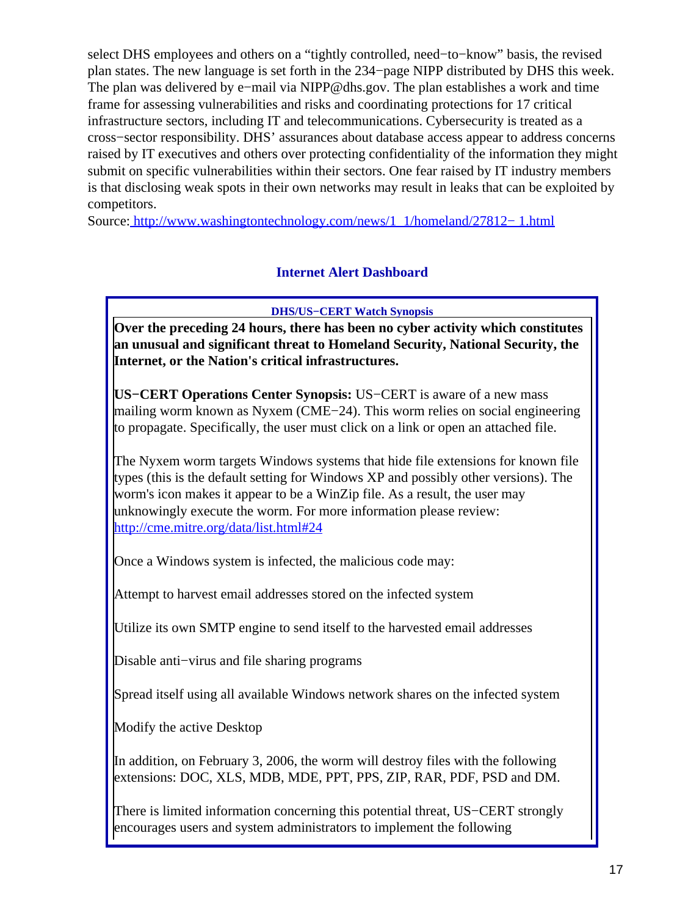select DHS employees and others on a "tightly controlled, need−to−know" basis, the revised plan states. The new language is set forth in the 234−page NIPP distributed by DHS this week. The plan was delivered by e−mail via NIPP@dhs.gov. The plan establishes a work and time frame for assessing vulnerabilities and risks and coordinating protections for 17 critical infrastructure sectors, including IT and telecommunications. Cybersecurity is treated as a cross−sector responsibility. DHS' assurances about database access appear to address concerns raised by IT executives and others over protecting confidentiality of the information they might submit on specific vulnerabilities within their sectors. One fear raised by IT industry members is that disclosing weak spots in their own networks may result in leaks that can be exploited by competitors.
Source: http://www.washingtontechnology.com/news/1_1/homeland/27812−1.html

## Internet Alert Dashboard

### DHS/US−CERT Watch Synopsis

**Over the preceding 24 hours, there has been no cyber activity which constitutes an unusual and significant threat to Homeland Security, National Security, the Internet, or the Nation's critical infrastructures.**

**US−CERT Operations Center Synopsis:** US−CERT is aware of a new mass mailing worm known as Nyxem (CME−24). This worm relies on social engineering to propagate. Specifically, the user must click on a link or open an attached file.

The Nyxem worm targets Windows systems that hide file extensions for known file types (this is the default setting for Windows XP and possibly other versions). The worm's icon makes it appear to be a WinZip file. As a result, the user may unknowingly execute the worm. For more information please review: http://cme.mitre.org/data/list.html#24

Once a Windows system is infected, the malicious code may:

Attempt to harvest email addresses stored on the infected system

Utilize its own SMTP engine to send itself to the harvested email addresses

Disable anti−virus and file sharing programs

Spread itself using all available Windows network shares on the infected system

Modify the active Desktop

In addition, on February 3, 2006, the worm will destroy files with the following extensions: DOC, XLS, MDB, MDE, PPT, PPS, ZIP, RAR, PDF, PSD and DM.

There is limited information concerning this potential threat, US−CERT strongly encourages users and system administrators to implement the following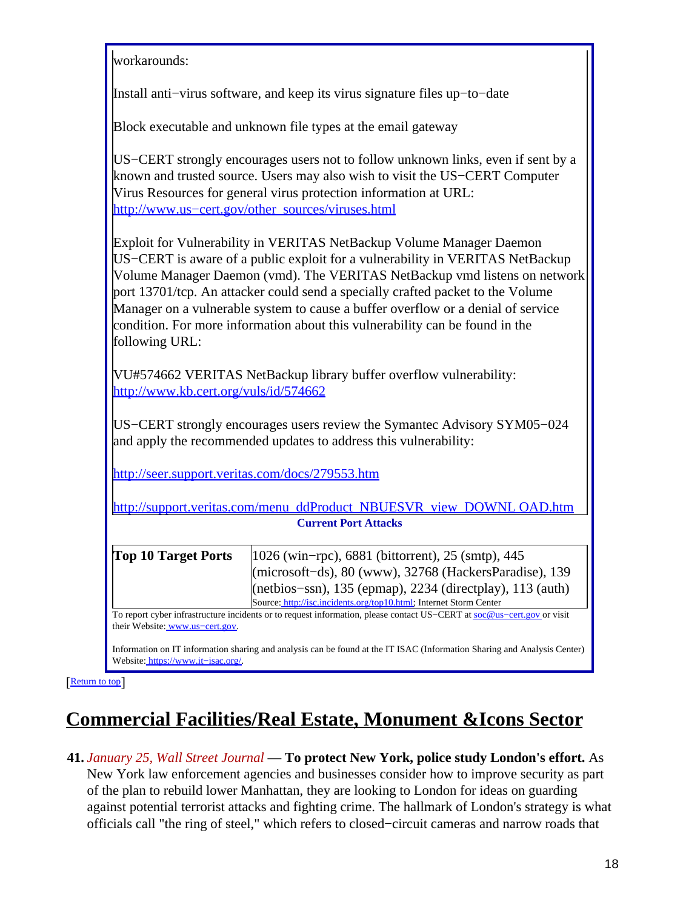workarounds:

Install anti−virus software, and keep its virus signature files up−to−date

Block executable and unknown file types at the email gateway

US−CERT strongly encourages users not to follow unknown links, even if sent by a known and trusted source. Users may also wish to visit the US−CERT Computer Virus Resources for general virus protection information at URL: http://www.us−cert.gov/other_sources/viruses.html

Exploit for Vulnerability in VERITAS NetBackup Volume Manager Daemon
US−CERT is aware of a public exploit for a vulnerability in VERITAS NetBackup Volume Manager Daemon (vmd). The VERITAS NetBackup vmd listens on network port 13701/tcp. An attacker could send a specially crafted packet to the Volume Manager on a vulnerable system to cause a buffer overflow or a denial of service condition. For more information about this vulnerability can be found in the following URL:

VU#574662 VERITAS NetBackup library buffer overflow vulnerability: http://www.kb.cert.org/vuls/id/574662

US−CERT strongly encourages users review the Symantec Advisory SYM05−024 and apply the recommended updates to address this vulnerability:

http://seer.support.veritas.com/docs/279553.htm

http://support.veritas.com/menu_ddProduct_NBUESVR_view_DOWNL OAD.htm

**Current Port Attacks**

| **Top 10 Target Ports** | 1026 (win−rpc), 6881 (bittorrent), 25 (smtp), 445 (microsoft−ds), 80 (www), 32768 (HackersParadise), 139 (netbios−ssn), 135 (epmap), 2234 (directplay), 113 (auth)<br>Source: http://isc.incidents.org/top10.html; Internet Storm Center |
|---|---|

To report cyber infrastructure incidents or to request information, please contact US−CERT at soc@us−cert.gov or visit their Website: www.us−cert.gov.

Information on IT information sharing and analysis can be found at the IT ISAC (Information Sharing and Analysis Center) Website: https://www.it−isac.org/.

[Return to top]

# Commercial Facilities/Real Estate, Monument &Icons Sector

**41.** *January 25, Wall Street Journal* — **To protect New York, police study London's effort.** As New York law enforcement agencies and businesses consider how to improve security as part of the plan to rebuild lower Manhattan, they are looking to London for ideas on guarding against potential terrorist attacks and fighting crime. The hallmark of London's strategy is what officials call "the ring of steel," which refers to closed−circuit cameras and narrow roads that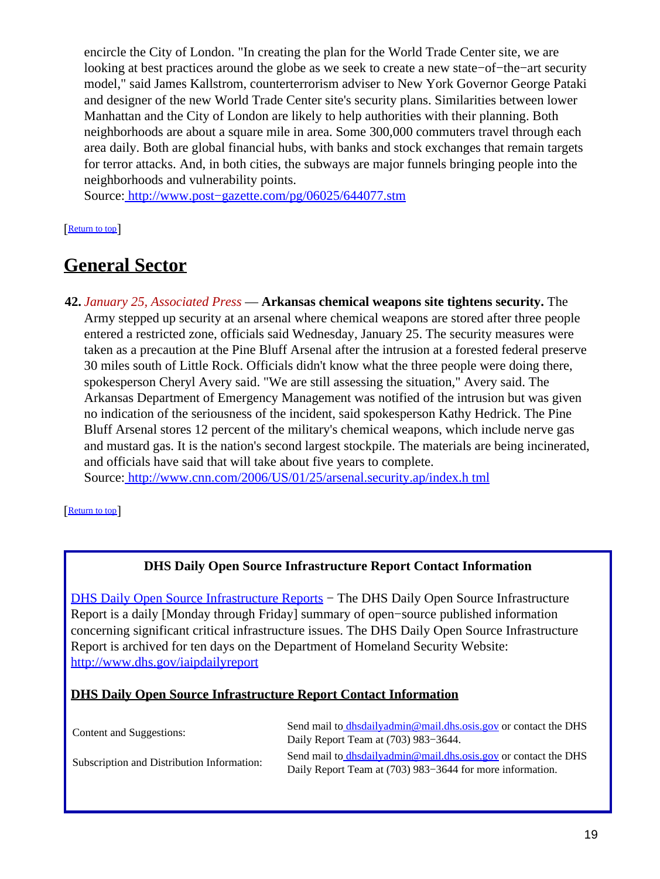encircle the City of London. "In creating the plan for the World Trade Center site, we are looking at best practices around the globe as we seek to create a new state−of−the−art security model," said James Kallstrom, counterterrorism adviser to New York Governor George Pataki and designer of the new World Trade Center site's security plans. Similarities between lower Manhattan and the City of London are likely to help authorities with their planning. Both neighborhoods are about a square mile in area. Some 300,000 commuters travel through each area daily. Both are global financial hubs, with banks and stock exchanges that remain targets for terror attacks. And, in both cities, the subways are major funnels bringing people into the neighborhoods and vulnerability points.
Source: http://www.post−gazette.com/pg/06025/644077.stm

[Return to top]

## General Sector

**42.** *January 25, Associated Press* — **Arkansas chemical weapons site tightens security.** The Army stepped up security at an arsenal where chemical weapons are stored after three people entered a restricted zone, officials said Wednesday, January 25. The security measures were taken as a precaution at the Pine Bluff Arsenal after the intrusion at a forested federal preserve 30 miles south of Little Rock. Officials didn't know what the three people were doing there, spokesperson Cheryl Avery said. "We are still assessing the situation," Avery said. The Arkansas Department of Emergency Management was notified of the intrusion but was given no indication of the seriousness of the incident, said spokesperson Kathy Hedrick. The Pine Bluff Arsenal stores 12 percent of the military's chemical weapons, which include nerve gas and mustard gas. It is the nation's second largest stockpile. The materials are being incinerated, and officials have said that will take about five years to complete.
Source: http://www.cnn.com/2006/US/01/25/arsenal.security.ap/index.h tml

[Return to top]

**DHS Daily Open Source Infrastructure Report Contact Information**

DHS Daily Open Source Infrastructure Reports − The DHS Daily Open Source Infrastructure Report is a daily [Monday through Friday] summary of open−source published information concerning significant critical infrastructure issues. The DHS Daily Open Source Infrastructure Report is archived for ten days on the Department of Homeland Security Website: http://www.dhs.gov/iaipdailyreport

**DHS Daily Open Source Infrastructure Report Contact Information**

| | |
|---|---|
| Content and Suggestions: | Send mail to dhsdailyadmin@mail.dhs.osis.gov or contact the DHS Daily Report Team at (703) 983−3644. |
| Subscription and Distribution Information: | Send mail to dhsdailyadmin@mail.dhs.osis.gov or contact the DHS Daily Report Team at (703) 983−3644 for more information. |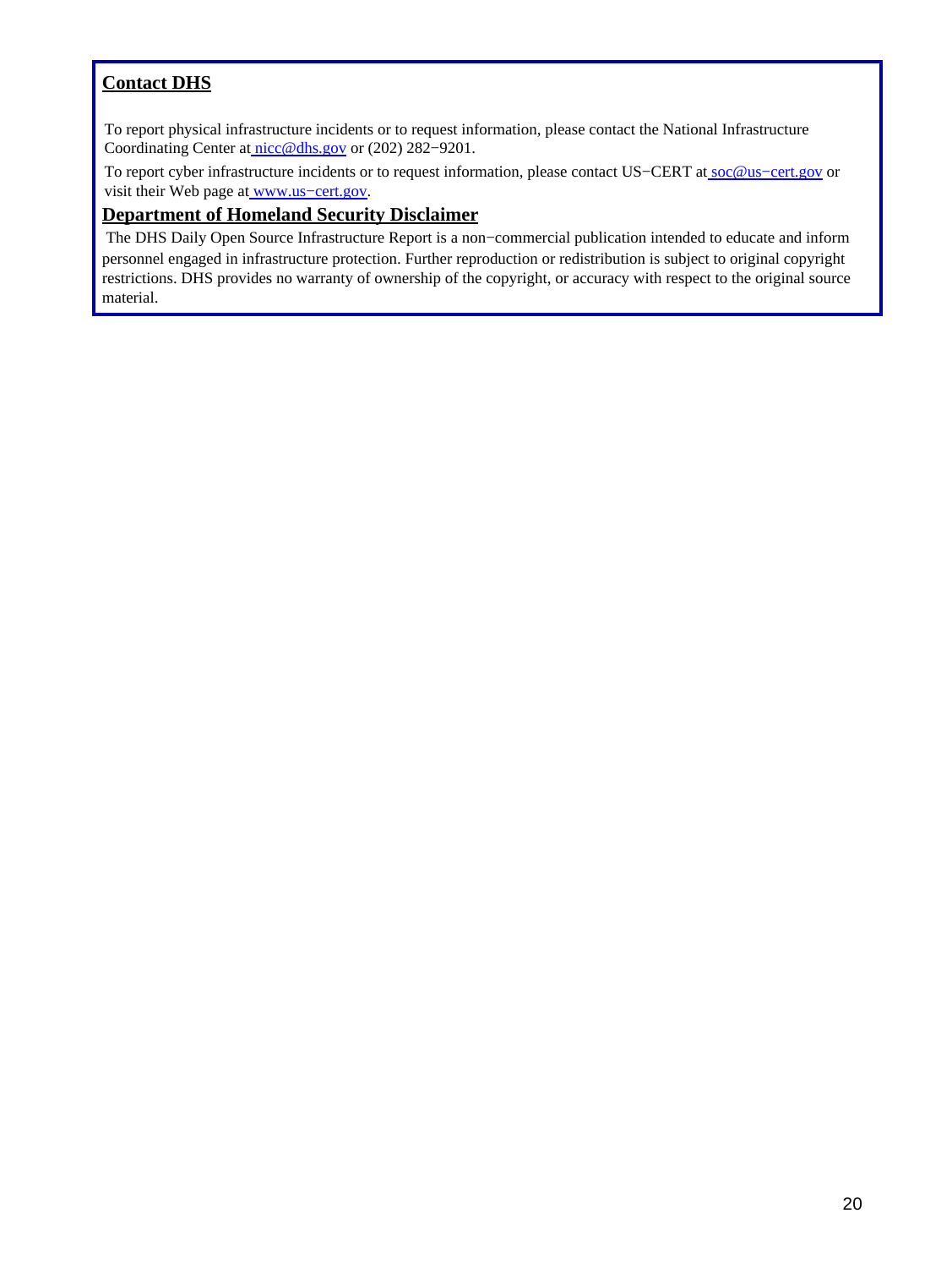## Contact DHS

To report physical infrastructure incidents or to request information, please contact the National Infrastructure Coordinating Center at nicc@dhs.gov or (202) 282−9201.

To report cyber infrastructure incidents or to request information, please contact US−CERT at soc@us−cert.gov or visit their Web page at www.us−cert.gov.

## Department of Homeland Security Disclaimer

The DHS Daily Open Source Infrastructure Report is a non−commercial publication intended to educate and inform personnel engaged in infrastructure protection. Further reproduction or redistribution is subject to original copyright restrictions. DHS provides no warranty of ownership of the copyright, or accuracy with respect to the original source material.